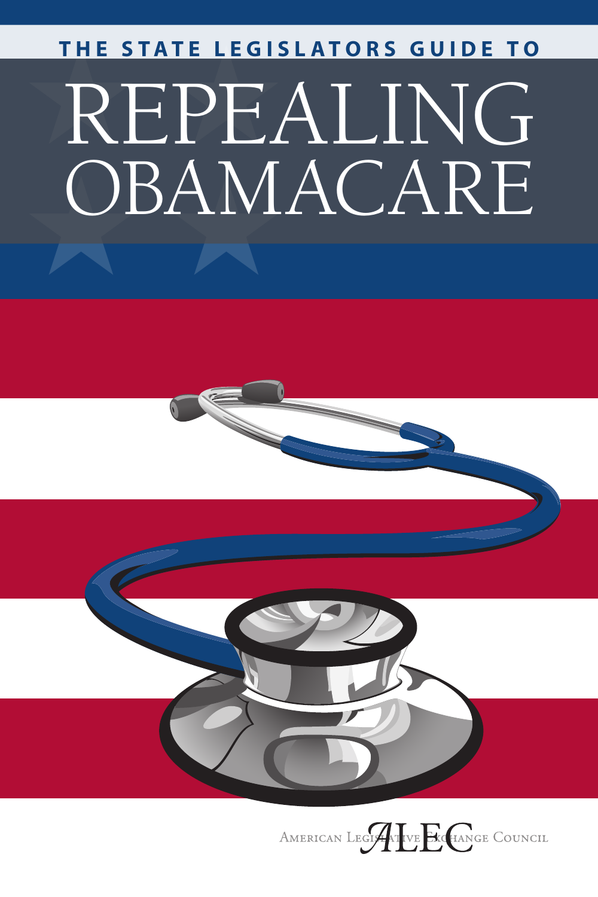THE STATE LEGISLATORS GUIDE TO

# REPEALING OBAMACARE

AMERICAN LEGISLATIVE EXCHANGE COUNCIL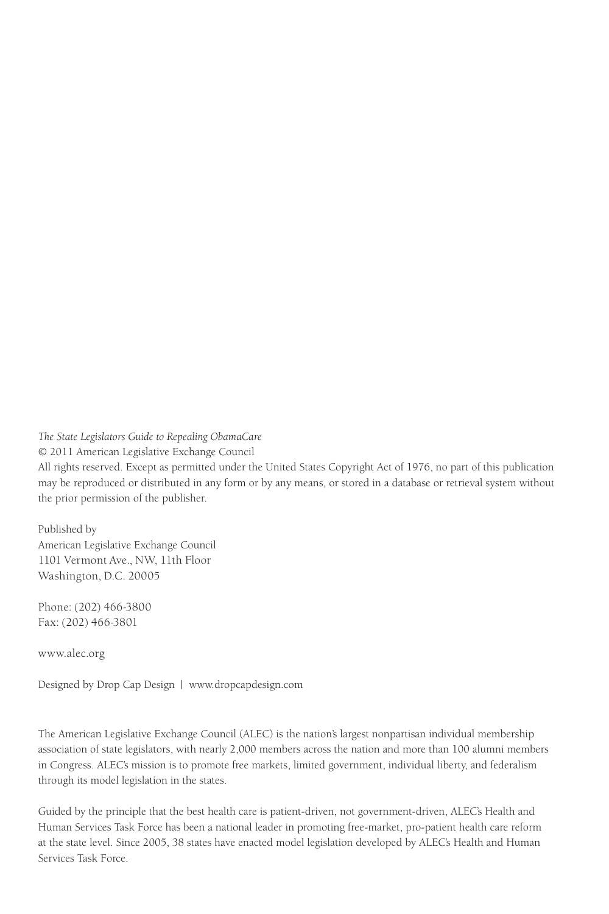*The State Legislators Guide to Repealing ObamaCare*
© 2011 American Legislative Exchange Council
All rights reserved. Except as permitted under the United States Copyright Act of 1976, no part of this publication may be reproduced or distributed in any form or by any means, or stored in a database or retrieval system without the prior permission of the publisher.

Published by
American Legislative Exchange Council
1101 Vermont Ave., NW, 11th Floor
Washington, D.C. 20005

Phone: (202) 466-3800
Fax: (202) 466-3801

www.alec.org

Designed by Drop Cap Design | www.dropcapdesign.com

The American Legislative Exchange Council (ALEC) is the nation's largest nonpartisan individual membership association of state legislators, with nearly 2,000 members across the nation and more than 100 alumni members in Congress. ALEC's mission is to promote free markets, limited government, individual liberty, and federalism through its model legislation in the states.

Guided by the principle that the best health care is patient-driven, not government-driven, ALEC's Health and Human Services Task Force has been a national leader in promoting free-market, pro-patient health care reform at the state level. Since 2005, 38 states have enacted model legislation developed by ALEC's Health and Human Services Task Force.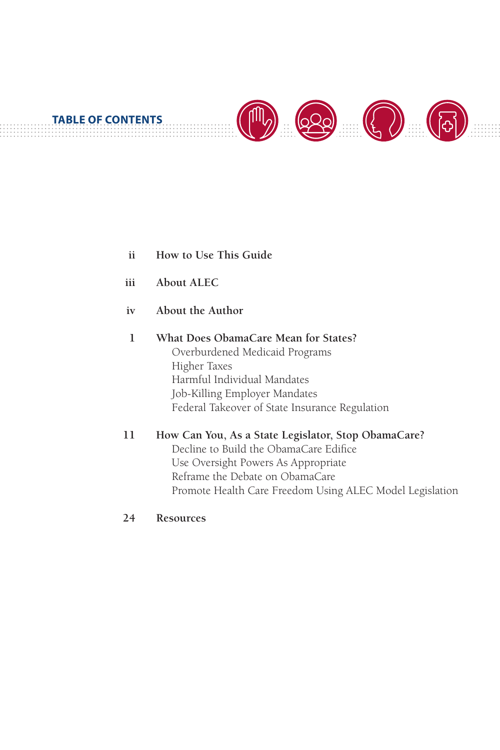## TABLE OF CONTENTS

| | |
|---|---|
| ii | **How to Use This Guide** |
| iii | **About ALEC** |
| iv | **About the Author** |
| 1 | **What Does ObamaCare Mean for States?** |
| | Overburdened Medicaid Programs |
| | Higher Taxes |
| | Harmful Individual Mandates |
| | Job-Killing Employer Mandates |
| | Federal Takeover of State Insurance Regulation |
| 11 | **How Can You, As a State Legislator, Stop ObamaCare?** |
| | Decline to Build the ObamaCare Edifice |
| | Use Oversight Powers As Appropriate |
| | Reframe the Debate on ObamaCare |
| | Promote Health Care Freedom Using ALEC Model Legislation |
| 24 | **Resources** |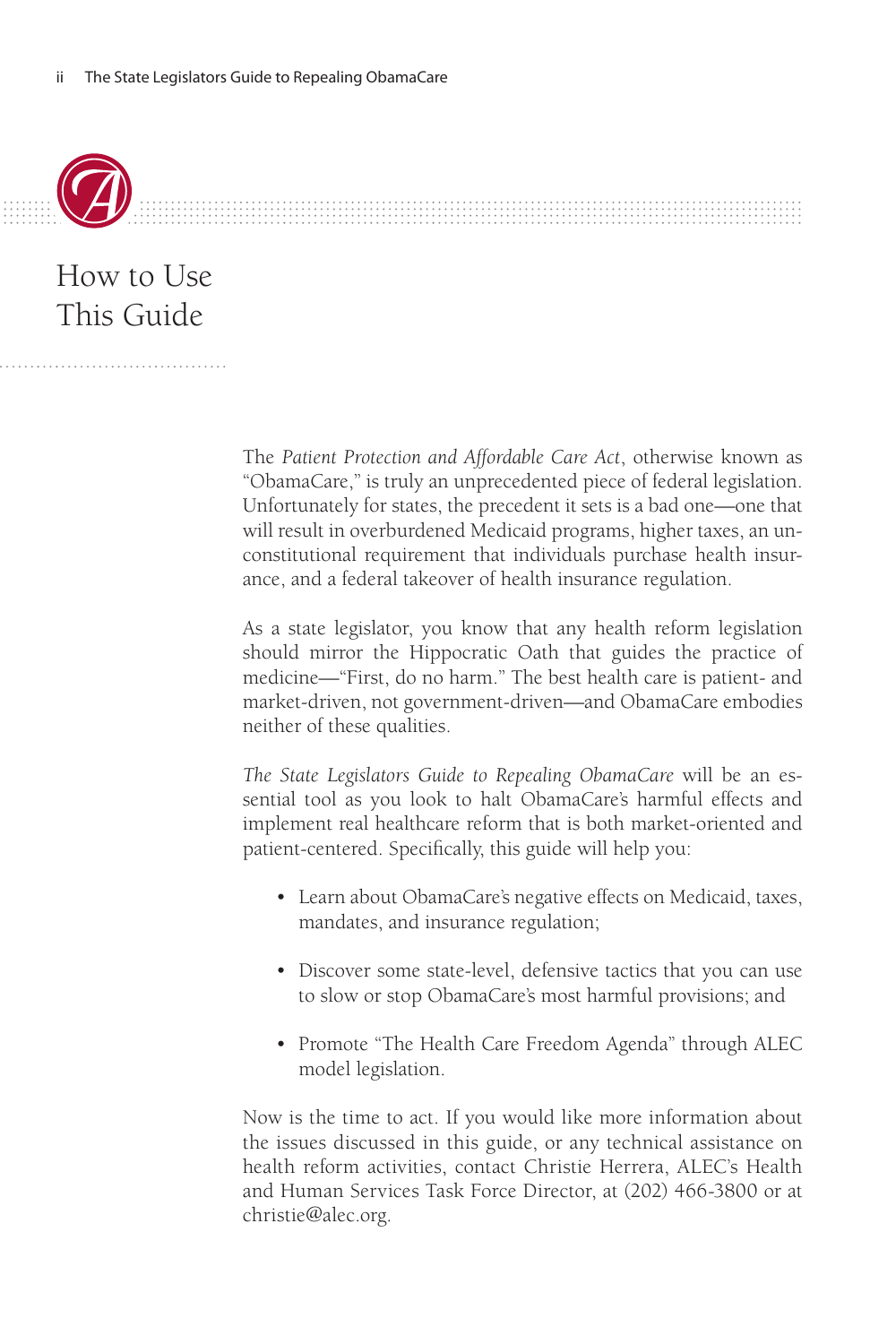# How to Use This Guide

The *Patient Protection and Affordable Care Act*, otherwise known as "ObamaCare," is truly an unprecedented piece of federal legislation. Unfortunately for states, the precedent it sets is a bad one—one that will result in overburdened Medicaid programs, higher taxes, an unconstitutional requirement that individuals purchase health insurance, and a federal takeover of health insurance regulation.

As a state legislator, you know that any health reform legislation should mirror the Hippocratic Oath that guides the practice of medicine—"First, do no harm." The best health care is patient- and market-driven, not government-driven—and ObamaCare embodies neither of these qualities.

*The State Legislators Guide to Repealing ObamaCare* will be an essential tool as you look to halt ObamaCare's harmful effects and implement real healthcare reform that is both market-oriented and patient-centered. Specifically, this guide will help you:

- Learn about ObamaCare's negative effects on Medicaid, taxes, mandates, and insurance regulation;
- Discover some state-level, defensive tactics that you can use to slow or stop ObamaCare's most harmful provisions; and
- Promote "The Health Care Freedom Agenda" through ALEC model legislation.

Now is the time to act. If you would like more information about the issues discussed in this guide, or any technical assistance on health reform activities, contact Christie Herrera, ALEC's Health and Human Services Task Force Director, at (202) 466-3800 or at christie@alec.org.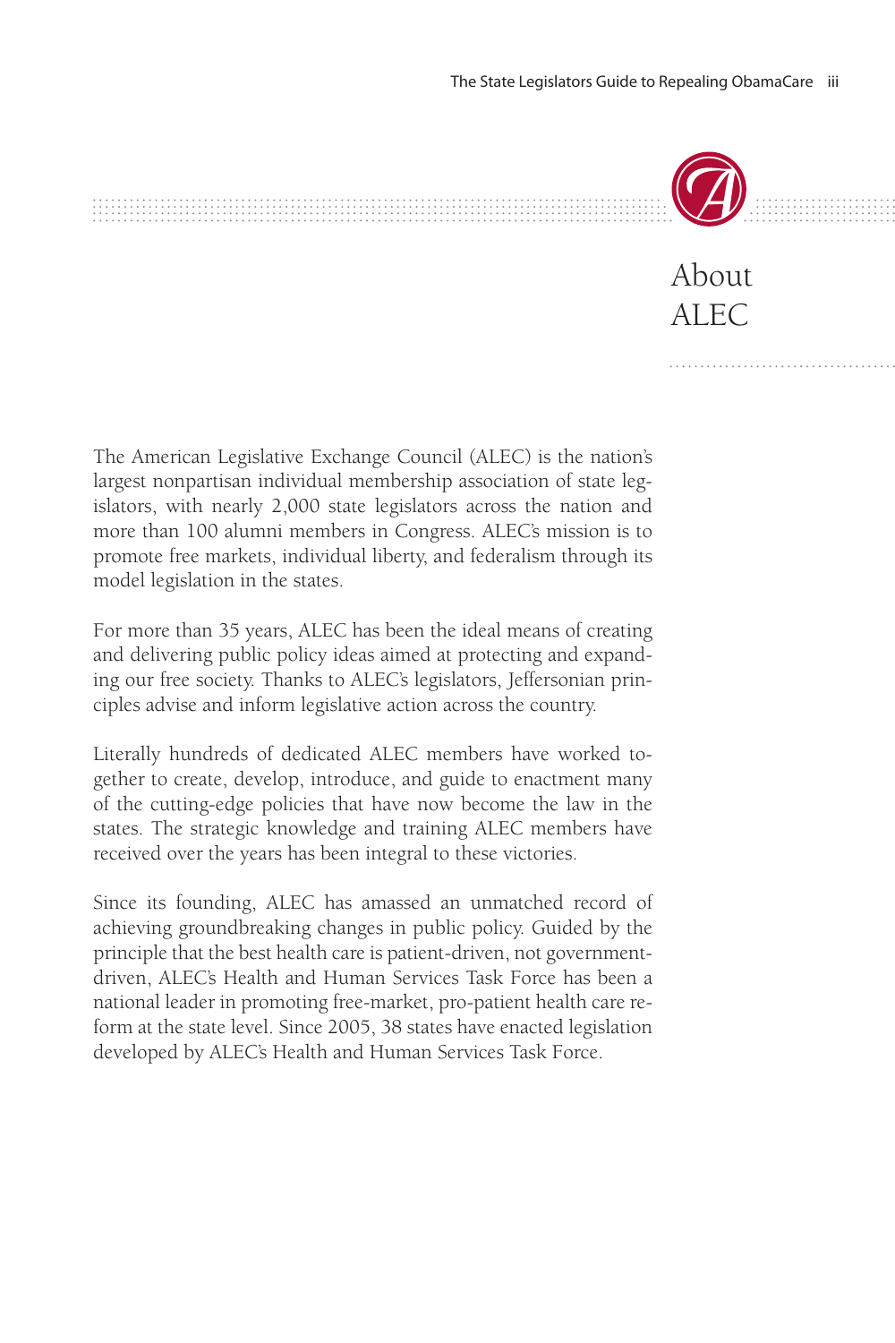# About ALEC

The American Legislative Exchange Council (ALEC) is the nation's largest nonpartisan individual membership association of state legislators, with nearly 2,000 state legislators across the nation and more than 100 alumni members in Congress. ALEC's mission is to promote free markets, individual liberty, and federalism through its model legislation in the states.

For more than 35 years, ALEC has been the ideal means of creating and delivering public policy ideas aimed at protecting and expanding our free society. Thanks to ALEC's legislators, Jeffersonian principles advise and inform legislative action across the country.

Literally hundreds of dedicated ALEC members have worked together to create, develop, introduce, and guide to enactment many of the cutting-edge policies that have now become the law in the states. The strategic knowledge and training ALEC members have received over the years has been integral to these victories.

Since its founding, ALEC has amassed an unmatched record of achieving groundbreaking changes in public policy. Guided by the principle that the best health care is patient-driven, not government-driven, ALEC's Health and Human Services Task Force has been a national leader in promoting free-market, pro-patient health care reform at the state level. Since 2005, 38 states have enacted legislation developed by ALEC's Health and Human Services Task Force.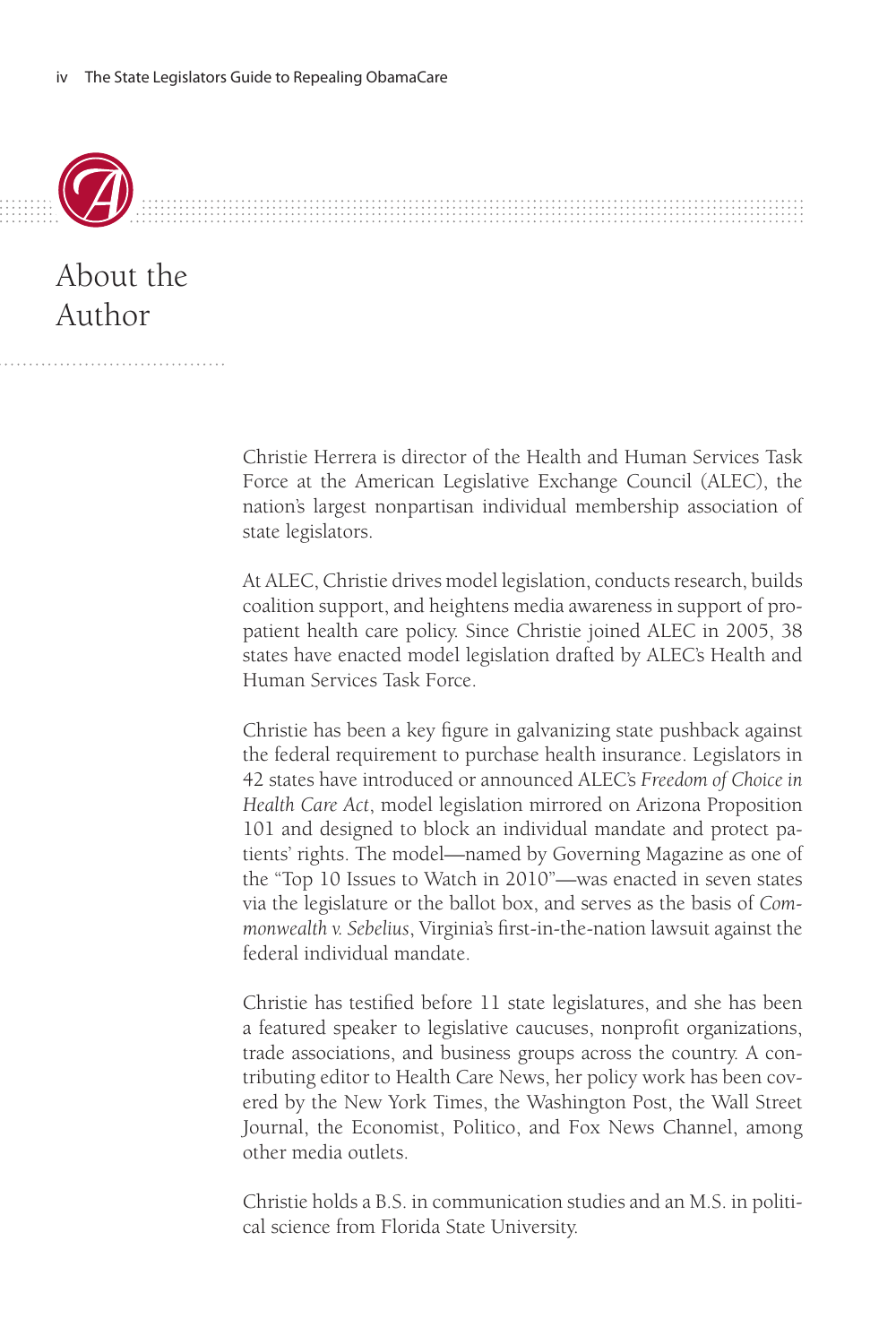# About the Author

Christie Herrera is director of the Health and Human Services Task Force at the American Legislative Exchange Council (ALEC), the nation's largest nonpartisan individual membership association of state legislators.

At ALEC, Christie drives model legislation, conducts research, builds coalition support, and heightens media awareness in support of pro-patient health care policy. Since Christie joined ALEC in 2005, 38 states have enacted model legislation drafted by ALEC's Health and Human Services Task Force.

Christie has been a key figure in galvanizing state pushback against the federal requirement to purchase health insurance. Legislators in 42 states have introduced or announced ALEC's *Freedom of Choice in Health Care Act*, model legislation mirrored on Arizona Proposition 101 and designed to block an individual mandate and protect patients' rights. The model—named by Governing Magazine as one of the "Top 10 Issues to Watch in 2010"—was enacted in seven states via the legislature or the ballot box, and serves as the basis of *Commonwealth v. Sebelius*, Virginia's first-in-the-nation lawsuit against the federal individual mandate.

Christie has testified before 11 state legislatures, and she has been a featured speaker to legislative caucuses, nonprofit organizations, trade associations, and business groups across the country. A contributing editor to Health Care News, her policy work has been covered by the New York Times, the Washington Post, the Wall Street Journal, the Economist, Politico, and Fox News Channel, among other media outlets.

Christie holds a B.S. in communication studies and an M.S. in political science from Florida State University.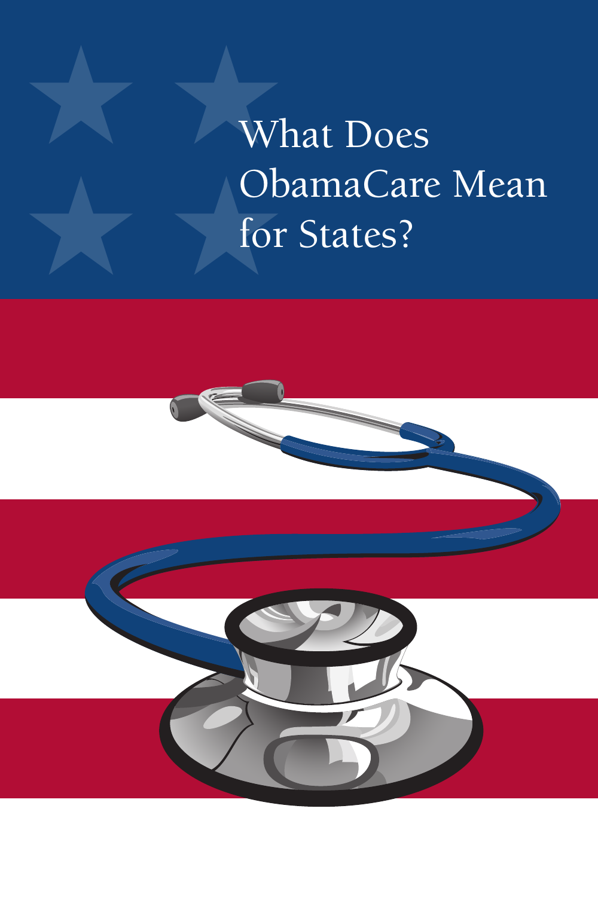# What Does ObamaCare Mean for States?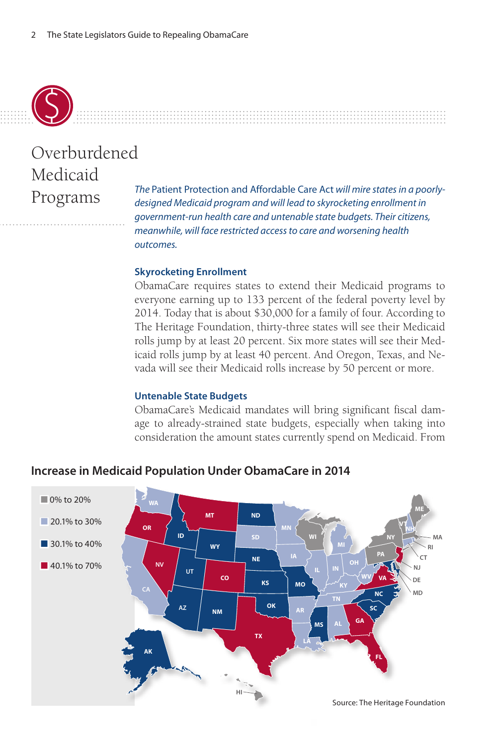# Overburdened Medicaid Programs

*The* Patient Protection and Affordable Care Act *will mire states in a poorly-designed Medicaid program and will lead to skyrocketing enrollment in government-run health care and untenable state budgets. Their citizens, meanwhile, will face restricted access to care and worsening health outcomes.*

### Skyrocketing Enrollment

ObamaCare requires states to extend their Medicaid programs to everyone earning up to 133 percent of the federal poverty level by 2014. Today that is about $30,000 for a family of four. According to The Heritage Foundation, thirty-three states will see their Medicaid rolls jump by at least 20 percent. Six more states will see their Medicaid rolls jump by at least 40 percent. And Oregon, Texas, and Nevada will see their Medicaid rolls increase by 50 percent or more.

### Untenable State Budgets

ObamaCare's Medicaid mandates will bring significant fiscal damage to already-strained state budgets, especially when taking into consideration the amount states currently spend on Medicaid. From

## Increase in Medicaid Population Under ObamaCare in 2014

| Increase | States |
|---|---|
| 0% to 20% | ME, VT, NY, PA, WI, MA, CT, DE, MD, HI |
| 20.1% to 30% | WA, CA, MN, SD, IA, IL, IN, MI, OH, KY, WV, TN, AR, LA, AL, NH, RI |
| 30.1% to 40% | ID, WY, UT, AZ, NM, ND, NE, KS, OK, MO, MS, NC, SC, AK |
| 40.1% to 70% | OR, NV, MT, CO, TX, GA, FL, VA, NJ |

Source: The Heritage Foundation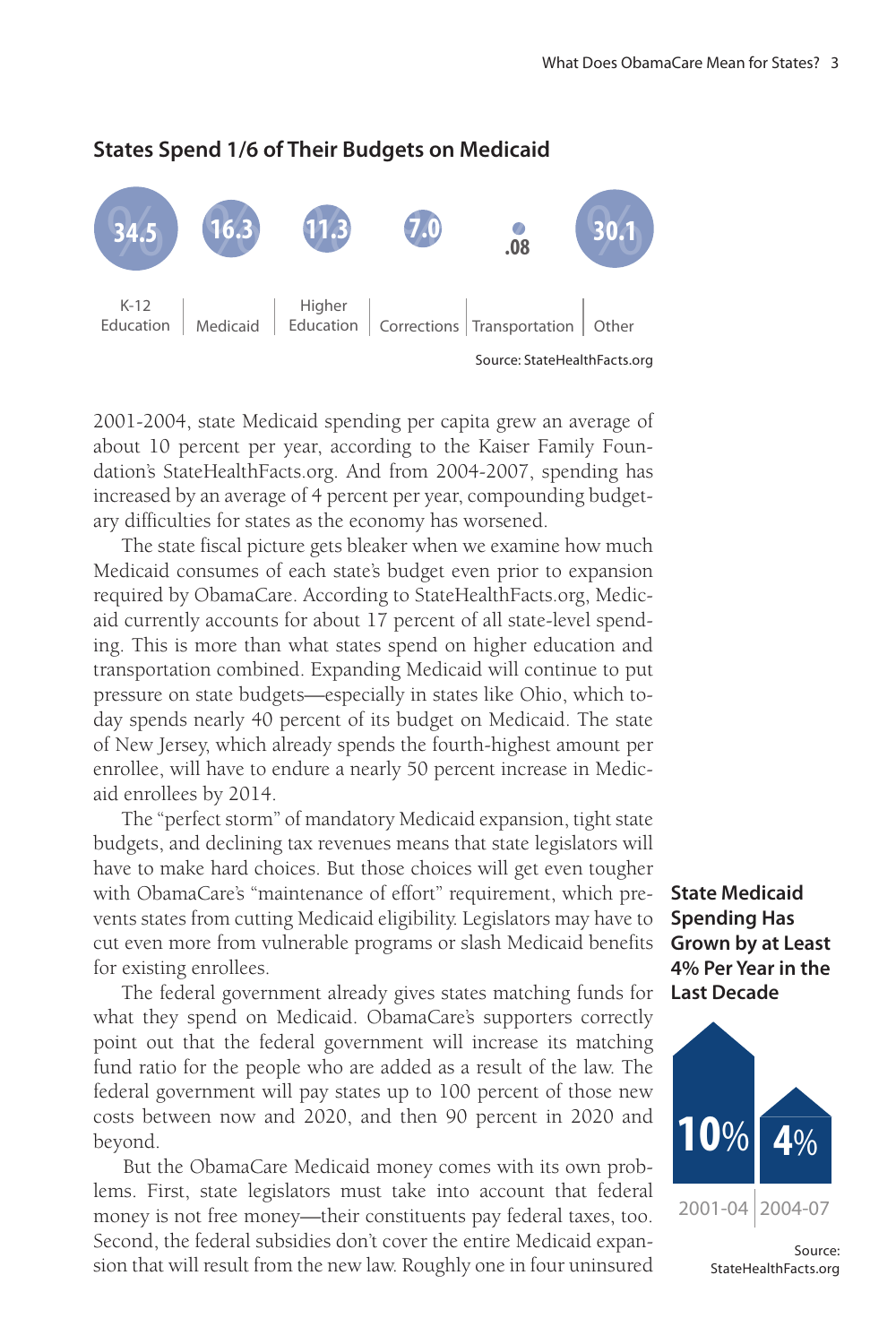### States Spend 1/6 of Their Budgets on Medicaid

| K-12 Education | Medicaid | Higher Education | Corrections | Transportation | Other |
|---|---|---|---|---|---|
| 34.5% | 16.3% | 11.3% | 7.0% | .08 | 30.1% |

Source: StateHealthFacts.org

2001-2004, state Medicaid spending per capita grew an average of about 10 percent per year, according to the Kaiser Family Foundation's StateHealthFacts.org. And from 2004-2007, spending has increased by an average of 4 percent per year, compounding budgetary difficulties for states as the economy has worsened.

The state fiscal picture gets bleaker when we examine how much Medicaid consumes of each state's budget even prior to expansion required by ObamaCare. According to StateHealthFacts.org, Medicaid currently accounts for about 17 percent of all state-level spending. This is more than what states spend on higher education and transportation combined. Expanding Medicaid will continue to put pressure on state budgets—especially in states like Ohio, which today spends nearly 40 percent of its budget on Medicaid. The state of New Jersey, which already spends the fourth-highest amount per enrollee, will have to endure a nearly 50 percent increase in Medicaid enrollees by 2014.

The "perfect storm" of mandatory Medicaid expansion, tight state budgets, and declining tax revenues means that state legislators will have to make hard choices. But those choices will get even tougher with ObamaCare's "maintenance of effort" requirement, which prevents states from cutting Medicaid eligibility. Legislators may have to cut even more from vulnerable programs or slash Medicaid benefits for existing enrollees.

**State Medicaid Spending Has Grown by at Least 4% Per Year in the Last Decade**

| 2001-04 | 2004-07 |
|---|---|
| 10% | 4% |

Source: StateHealthFacts.org

The federal government already gives states matching funds for what they spend on Medicaid. ObamaCare's supporters correctly point out that the federal government will increase its matching fund ratio for the people who are added as a result of the law. The federal government will pay states up to 100 percent of those new costs between now and 2020, and then 90 percent in 2020 and beyond.

But the ObamaCare Medicaid money comes with its own problems. First, state legislators must take into account that federal money is not free money—their constituents pay federal taxes, too. Second, the federal subsidies don't cover the entire Medicaid expansion that will result from the new law. Roughly one in four uninsured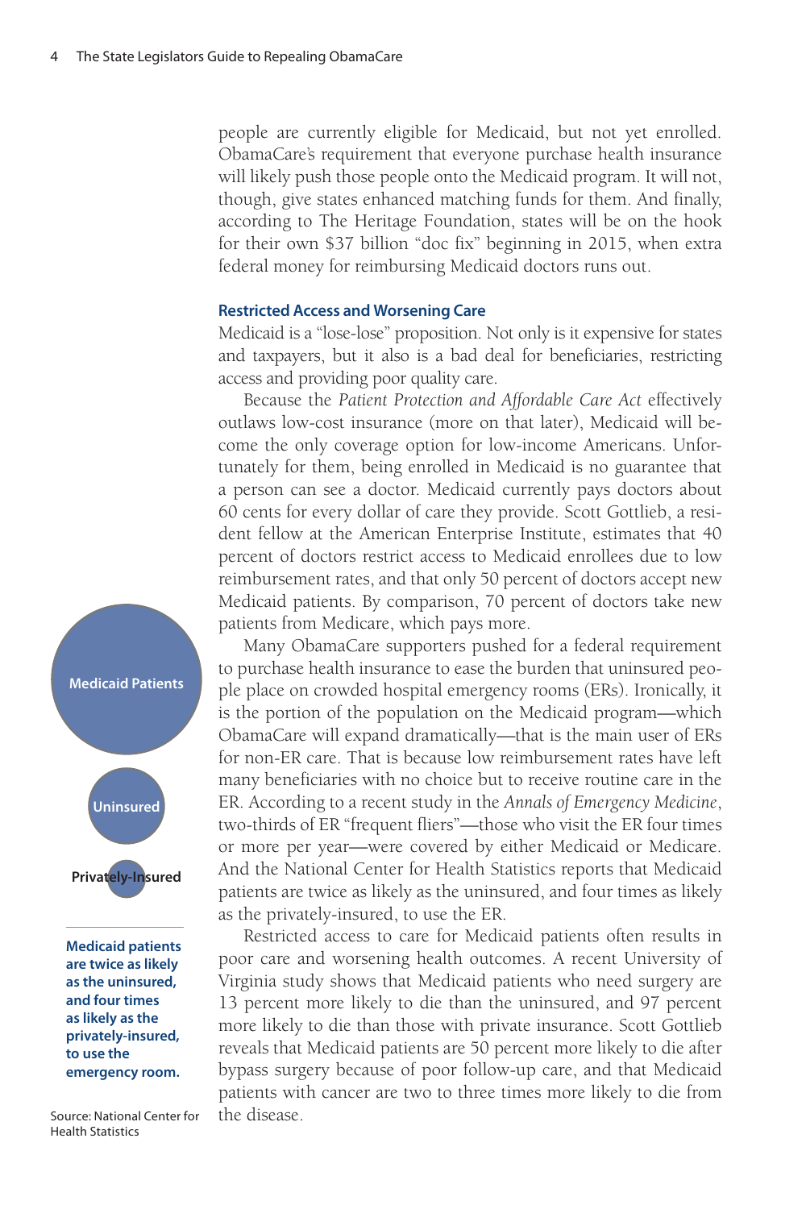people are currently eligible for Medicaid, but not yet enrolled. ObamaCare's requirement that everyone purchase health insurance will likely push those people onto the Medicaid program. It will not, though, give states enhanced matching funds for them. And finally, according to The Heritage Foundation, states will be on the hook for their own $37 billion "doc fix" beginning in 2015, when extra federal money for reimbursing Medicaid doctors runs out.

### Restricted Access and Worsening Care

Medicaid is a "lose-lose" proposition. Not only is it expensive for states and taxpayers, but it also is a bad deal for beneficiaries, restricting access and providing poor quality care.

Because the *Patient Protection and Affordable Care Act* effectively outlaws low-cost insurance (more on that later), Medicaid will become the only coverage option for low-income Americans. Unfortunately for them, being enrolled in Medicaid is no guarantee that a person can see a doctor. Medicaid currently pays doctors about 60 cents for every dollar of care they provide. Scott Gottlieb, a resident fellow at the American Enterprise Institute, estimates that 40 percent of doctors restrict access to Medicaid enrollees due to low reimbursement rates, and that only 50 percent of doctors accept new Medicaid patients. By comparison, 70 percent of doctors take new patients from Medicare, which pays more.

Many ObamaCare supporters pushed for a federal requirement to purchase health insurance to ease the burden that uninsured people place on crowded hospital emergency rooms (ERs). Ironically, it is the portion of the population on the Medicaid program—which ObamaCare will expand dramatically—that is the main user of ERs for non-ER care. That is because low reimbursement rates have left many beneficiaries with no choice but to receive routine care in the ER. According to a recent study in the *Annals of Emergency Medicine*, two-thirds of ER "frequent fliers"—those who visit the ER four times or more per year—were covered by either Medicaid or Medicare. And the National Center for Health Statistics reports that Medicaid patients are twice as likely as the uninsured, and four times as likely as the privately-insured, to use the ER.

Medicaid Patients

Uninsured

Privately-Insured

**Medicaid patients are twice as likely as the uninsured, and four times as likely as the privately-insured, to use the emergency room.**

Source: National Center for Health Statistics

Restricted access to care for Medicaid patients often results in poor care and worsening health outcomes. A recent University of Virginia study shows that Medicaid patients who need surgery are 13 percent more likely to die than the uninsured, and 97 percent more likely to die than those with private insurance. Scott Gottlieb reveals that Medicaid patients are 50 percent more likely to die after bypass surgery because of poor follow-up care, and that Medicaid patients with cancer are two to three times more likely to die from the disease.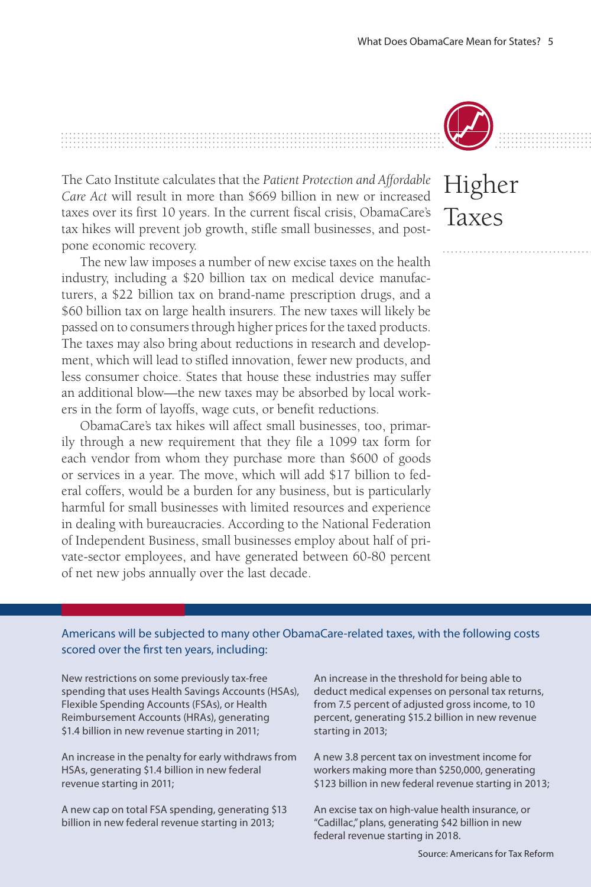# Higher Taxes

The Cato Institute calculates that the *Patient Protection and Affordable Care Act* will result in more than $669 billion in new or increased taxes over its first 10 years. In the current fiscal crisis, ObamaCare's tax hikes will prevent job growth, stifle small businesses, and postpone economic recovery.

The new law imposes a number of new excise taxes on the health industry, including a $20 billion tax on medical device manufacturers, a $22 billion tax on brand-name prescription drugs, and a $60 billion tax on large health insurers. The new taxes will likely be passed on to consumers through higher prices for the taxed products. The taxes may also bring about reductions in research and development, which will lead to stifled innovation, fewer new products, and less consumer choice. States that house these industries may suffer an additional blow—the new taxes may be absorbed by local workers in the form of layoffs, wage cuts, or benefit reductions.

ObamaCare's tax hikes will affect small businesses, too, primarily through a new requirement that they file a 1099 tax form for each vendor from whom they purchase more than $600 of goods or services in a year. The move, which will add $17 billion to federal coffers, would be a burden for any business, but is particularly harmful for small businesses with limited resources and experience in dealing with bureaucracies. According to the National Federation of Independent Business, small businesses employ about half of private-sector employees, and have generated between 60-80 percent of net new jobs annually over the last decade.

Americans will be subjected to many other ObamaCare-related taxes, with the following costs scored over the first ten years, including:

New restrictions on some previously tax-free spending that uses Health Savings Accounts (HSAs), Flexible Spending Accounts (FSAs), or Health Reimbursement Accounts (HRAs), generating $1.4 billion in new revenue starting in 2011;

An increase in the penalty for early withdraws from HSAs, generating $1.4 billion in new federal revenue starting in 2011;

A new cap on total FSA spending, generating $13 billion in new federal revenue starting in 2013;

An increase in the threshold for being able to deduct medical expenses on personal tax returns, from 7.5 percent of adjusted gross income, to 10 percent, generating $15.2 billion in new revenue starting in 2013;

A new 3.8 percent tax on investment income for workers making more than $250,000, generating $123 billion in new federal revenue starting in 2013;

An excise tax on high-value health insurance, or "Cadillac," plans, generating $42 billion in new federal revenue starting in 2018.

Source: Americans for Tax Reform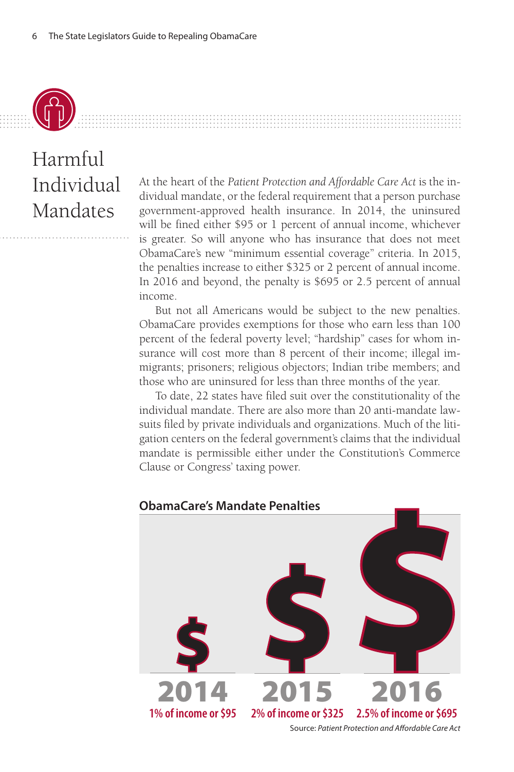# Harmful Individual Mandates

At the heart of the *Patient Protection and Affordable Care Act* is the individual mandate, or the federal requirement that a person purchase government-approved health insurance. In 2014, the uninsured will be fined either $95 or 1 percent of annual income, whichever is greater. So will anyone who has insurance that does not meet ObamaCare's new "minimum essential coverage" criteria. In 2015, the penalties increase to either $325 or 2 percent of annual income. In 2016 and beyond, the penalty is $695 or 2.5 percent of annual income.

But not all Americans would be subject to the new penalties. ObamaCare provides exemptions for those who earn less than 100 percent of the federal poverty level; "hardship" cases for whom insurance will cost more than 8 percent of their income; illegal immigrants; prisoners; religious objectors; Indian tribe members; and those who are uninsured for less than three months of the year.

To date, 22 states have filed suit over the constitutionality of the individual mandate. There are also more than 20 anti-mandate lawsuits filed by private individuals and organizations. Much of the litigation centers on the federal government's claims that the individual mandate is permissible either under the Constitution's Commerce Clause or Congress' taxing power.

**ObamaCare's Mandate Penalties**

| 2014 | 2015 | 2016 |
|---|---|---|
| 1% of income or $95 | 2% of income or $325 | 2.5% of income or $695 |

Source: *Patient Protection and Affordable Care Act*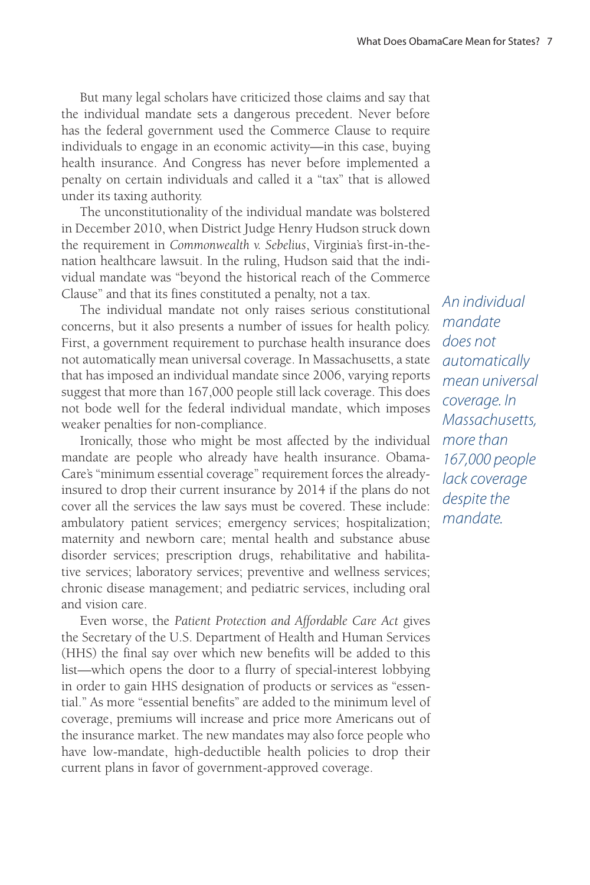But many legal scholars have criticized those claims and say that the individual mandate sets a dangerous precedent. Never before has the federal government used the Commerce Clause to require individuals to engage in an economic activity—in this case, buying health insurance. And Congress has never before implemented a penalty on certain individuals and called it a "tax" that is allowed under its taxing authority.

The unconstitutionality of the individual mandate was bolstered in December 2010, when District Judge Henry Hudson struck down the requirement in *Commonwealth v. Sebelius*, Virginia's first-in-the-nation healthcare lawsuit. In the ruling, Hudson said that the individual mandate was "beyond the historical reach of the Commerce Clause" and that its fines constituted a penalty, not a tax.

The individual mandate not only raises serious constitutional concerns, but it also presents a number of issues for health policy. First, a government requirement to purchase health insurance does not automatically mean universal coverage. In Massachusetts, a state that has imposed an individual mandate since 2006, varying reports suggest that more than 167,000 people still lack coverage. This does not bode well for the federal individual mandate, which imposes weaker penalties for non-compliance.

*An individual mandate does not automatically mean universal coverage. In Massachusetts, more than 167,000 people lack coverage despite the mandate.*

Ironically, those who might be most affected by the individual mandate are people who already have health insurance. ObamaCare's "minimum essential coverage" requirement forces the already-insured to drop their current insurance by 2014 if the plans do not cover all the services the law says must be covered. These include: ambulatory patient services; emergency services; hospitalization; maternity and newborn care; mental health and substance abuse disorder services; prescription drugs, rehabilitative and habilitative services; laboratory services; preventive and wellness services; chronic disease management; and pediatric services, including oral and vision care.

Even worse, the *Patient Protection and Affordable Care Act* gives the Secretary of the U.S. Department of Health and Human Services (HHS) the final say over which new benefits will be added to this list—which opens the door to a flurry of special-interest lobbying in order to gain HHS designation of products or services as "essential." As more "essential benefits" are added to the minimum level of coverage, premiums will increase and price more Americans out of the insurance market. The new mandates may also force people who have low-mandate, high-deductible health policies to drop their current plans in favor of government-approved coverage.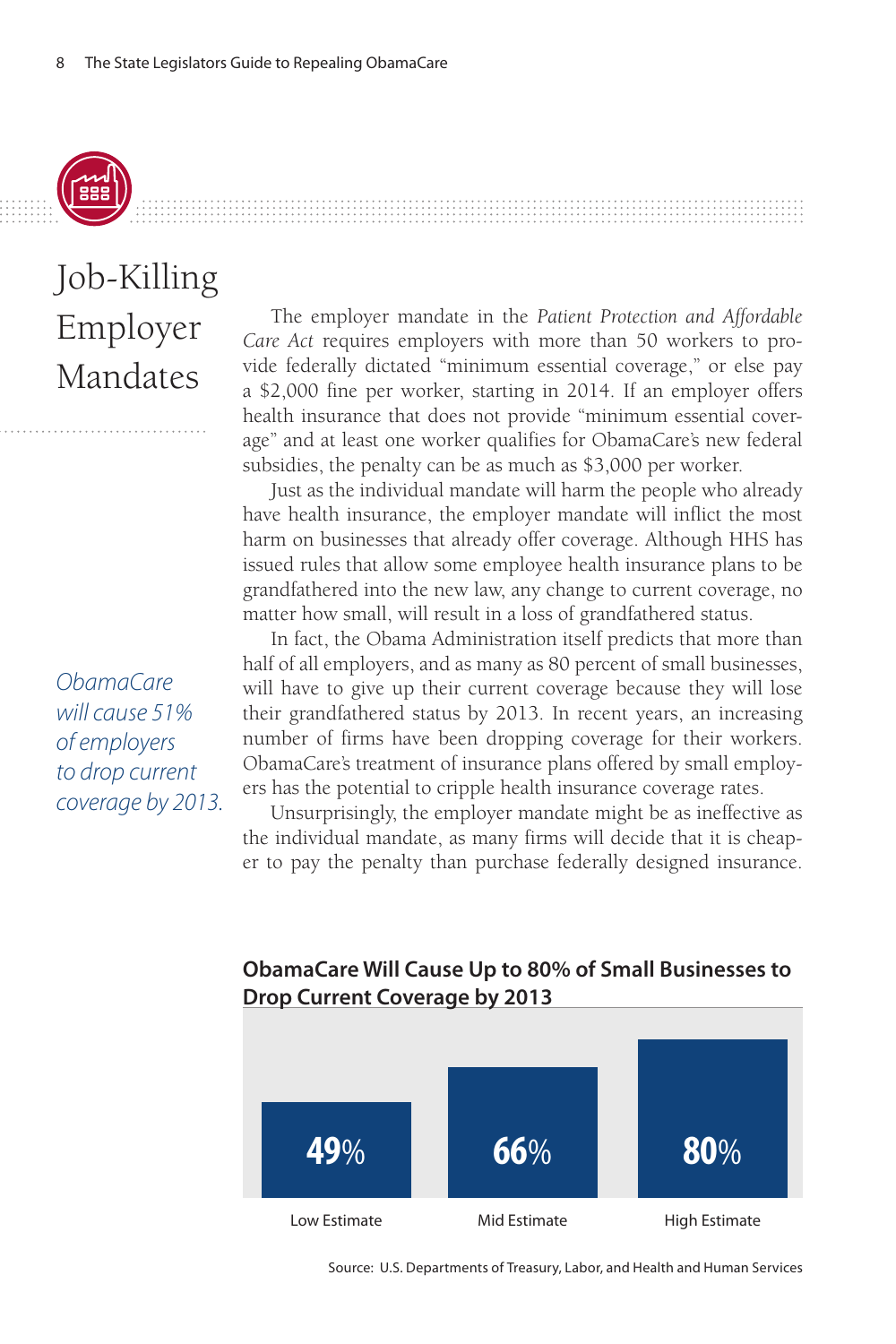# Job-Killing Employer Mandates

The employer mandate in the *Patient Protection and Affordable Care Act* requires employers with more than 50 workers to provide federally dictated "minimum essential coverage," or else pay a $2,000 fine per worker, starting in 2014. If an employer offers health insurance that does not provide "minimum essential coverage" and at least one worker qualifies for ObamaCare's new federal subsidies, the penalty can be as much as $3,000 per worker.

Just as the individual mandate will harm the people who already have health insurance, the employer mandate will inflict the most harm on businesses that already offer coverage. Although HHS has issued rules that allow some employee health insurance plans to be grandfathered into the new law, any change to current coverage, no matter how small, will result in a loss of grandfathered status.

*ObamaCare will cause 51% of employers to drop current coverage by 2013.*

In fact, the Obama Administration itself predicts that more than half of all employers, and as many as 80 percent of small businesses, will have to give up their current coverage because they will lose their grandfathered status by 2013. In recent years, an increasing number of firms have been dropping coverage for their workers. ObamaCare's treatment of insurance plans offered by small employers has the potential to cripple health insurance coverage rates.

Unsurprisingly, the employer mandate might be as ineffective as the individual mandate, as many firms will decide that it is cheaper to pay the penalty than purchase federally designed insurance.

**ObamaCare Will Cause Up to 80% of Small Businesses to Drop Current Coverage by 2013**

| Low Estimate | Mid Estimate | High Estimate |
| --- | --- | --- |
| 49% | 66% | 80% |

Source: U.S. Departments of Treasury, Labor, and Health and Human Services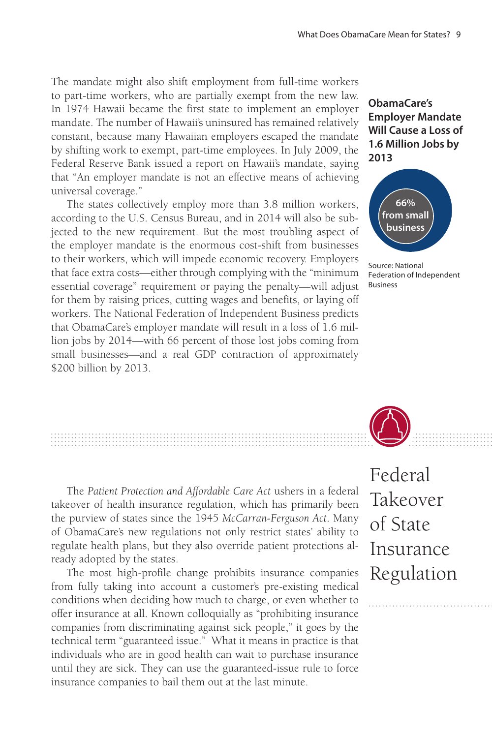The mandate might also shift employment from full-time workers to part-time workers, who are partially exempt from the new law. In 1974 Hawaii became the first state to implement an employer mandate. The number of Hawaii's uninsured has remained relatively constant, because many Hawaiian employers escaped the mandate by shifting work to exempt, part-time employees. In July 2009, the Federal Reserve Bank issued a report on Hawaii's mandate, saying that "An employer mandate is not an effective means of achieving universal coverage."

The states collectively employ more than 3.8 million workers, according to the U.S. Census Bureau, and in 2014 will also be subjected to the new requirement. But the most troubling aspect of the employer mandate is the enormous cost-shift from businesses to their workers, which will impede economic recovery. Employers that face extra costs—either through complying with the "minimum essential coverage" requirement or paying the penalty—will adjust for them by raising prices, cutting wages and benefits, or laying off workers. The National Federation of Independent Business predicts that ObamaCare's employer mandate will result in a loss of 1.6 million jobs by 2014—with 66 percent of those lost jobs coming from small businesses—and a real GDP contraction of approximately $200 billion by 2013.

**ObamaCare's Employer Mandate Will Cause a Loss of 1.6 Million Jobs by 2013**

**66% from small business**

Source: National Federation of Independent Business

## Federal Takeover of State Insurance Regulation

The *Patient Protection and Affordable Care Act* ushers in a federal takeover of health insurance regulation, which has primarily been the purview of states since the 1945 *McCarran-Ferguson Act*. Many of ObamaCare's new regulations not only restrict states' ability to regulate health plans, but they also override patient protections already adopted by the states.

The most high-profile change prohibits insurance companies from fully taking into account a customer's pre-existing medical conditions when deciding how much to charge, or even whether to offer insurance at all. Known colloquially as "prohibiting insurance companies from discriminating against sick people," it goes by the technical term "guaranteed issue." What it means in practice is that individuals who are in good health can wait to purchase insurance until they are sick. They can use the guaranteed-issue rule to force insurance companies to bail them out at the last minute.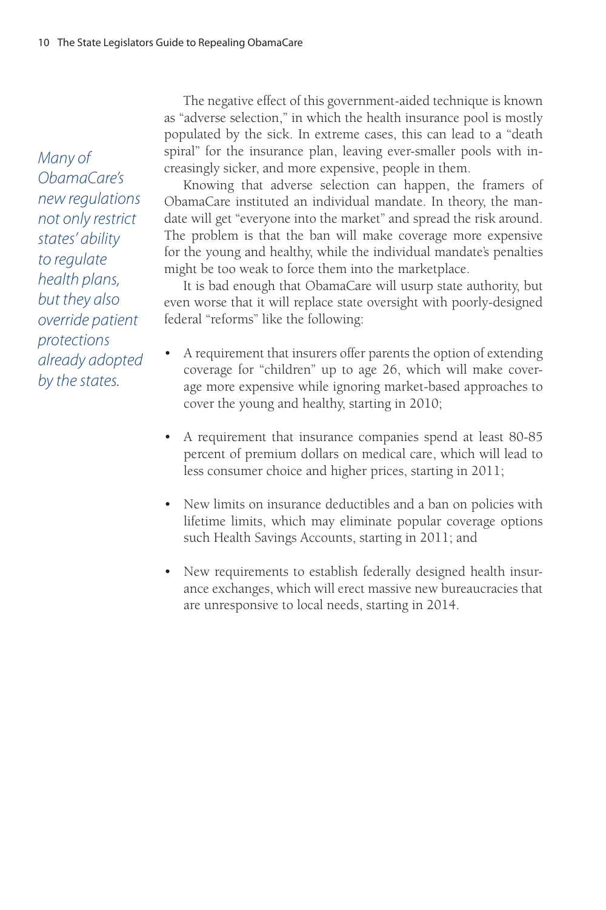*Many of ObamaCare's new regulations not only restrict states' ability to regulate health plans, but they also override patient protections already adopted by the states.*

The negative effect of this government-aided technique is known as "adverse selection," in which the health insurance pool is mostly populated by the sick. In extreme cases, this can lead to a "death spiral" for the insurance plan, leaving ever-smaller pools with increasingly sicker, and more expensive, people in them.

Knowing that adverse selection can happen, the framers of ObamaCare instituted an individual mandate. In theory, the mandate will get "everyone into the market" and spread the risk around. The problem is that the ban will make coverage more expensive for the young and healthy, while the individual mandate's penalties might be too weak to force them into the marketplace.

It is bad enough that ObamaCare will usurp state authority, but even worse that it will replace state oversight with poorly-designed federal "reforms" like the following:

- A requirement that insurers offer parents the option of extending coverage for "children" up to age 26, which will make coverage more expensive while ignoring market-based approaches to cover the young and healthy, starting in 2010;

- A requirement that insurance companies spend at least 80-85 percent of premium dollars on medical care, which will lead to less consumer choice and higher prices, starting in 2011;

- New limits on insurance deductibles and a ban on policies with lifetime limits, which may eliminate popular coverage options such Health Savings Accounts, starting in 2011; and

- New requirements to establish federally designed health insurance exchanges, which will erect massive new bureaucracies that are unresponsive to local needs, starting in 2014.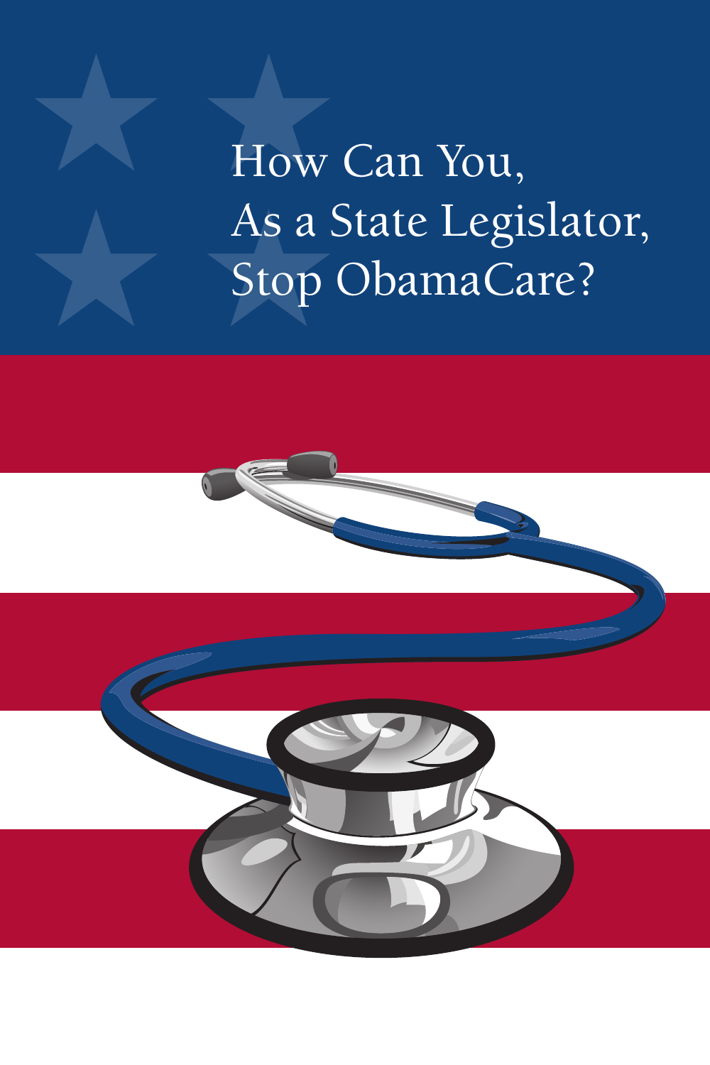# How Can You, As a State Legislator, Stop ObamaCare?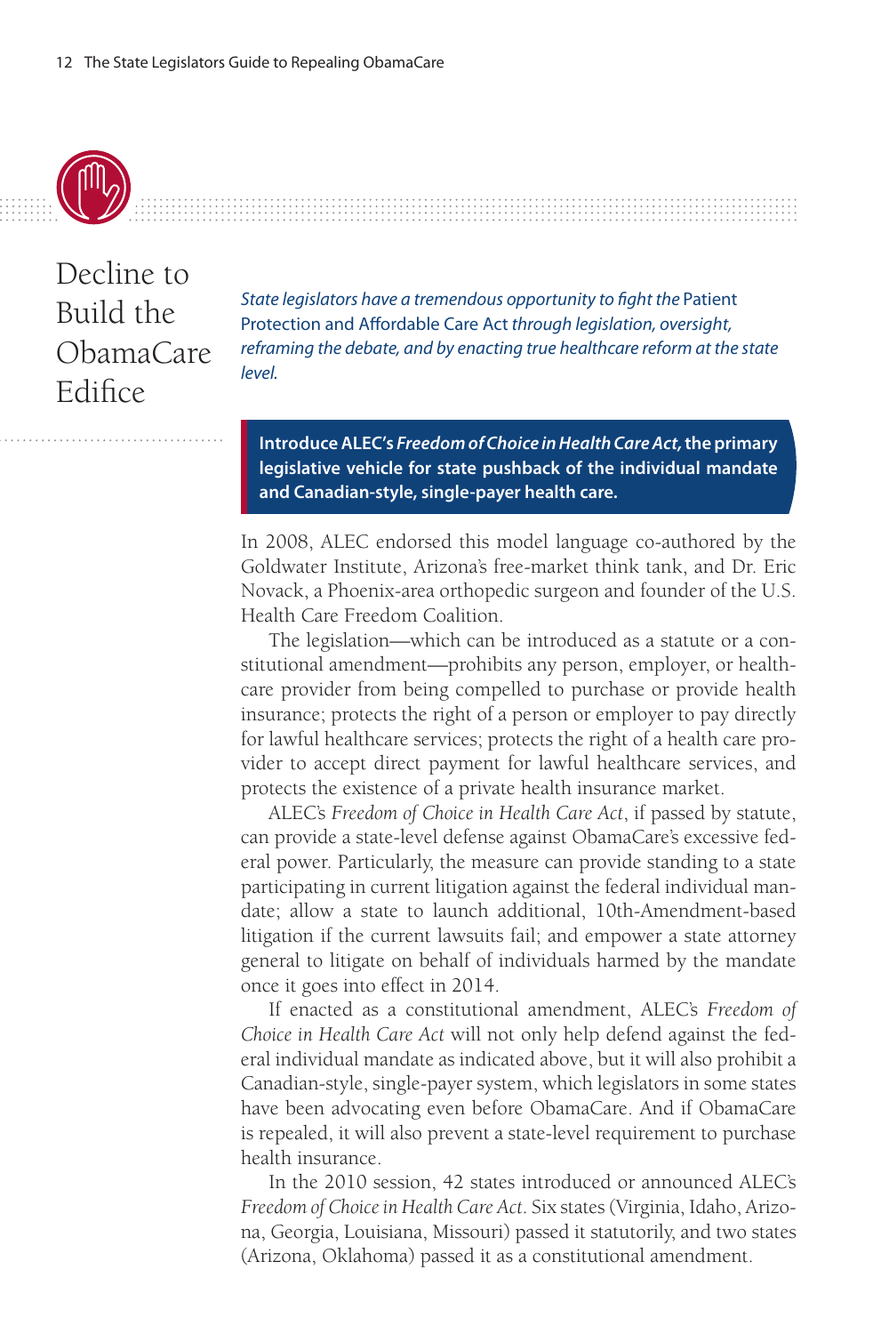# Decline to Build the ObamaCare Edifice

*State legislators have a tremendous opportunity to fight the* Patient Protection and Affordable Care Act *through legislation, oversight, reframing the debate, and by enacting true healthcare reform at the state level.*

**Introduce ALEC's *Freedom of Choice in Health Care Act*, the primary legislative vehicle for state pushback of the individual mandate and Canadian-style, single-payer health care.**

In 2008, ALEC endorsed this model language co-authored by the Goldwater Institute, Arizona's free-market think tank, and Dr. Eric Novack, a Phoenix-area orthopedic surgeon and founder of the U.S. Health Care Freedom Coalition.

The legislation—which can be introduced as a statute or a constitutional amendment—prohibits any person, employer, or healthcare provider from being compelled to purchase or provide health insurance; protects the right of a person or employer to pay directly for lawful healthcare services; protects the right of a health care provider to accept direct payment for lawful healthcare services, and protects the existence of a private health insurance market.

ALEC's *Freedom of Choice in Health Care Act*, if passed by statute, can provide a state-level defense against ObamaCare's excessive federal power. Particularly, the measure can provide standing to a state participating in current litigation against the federal individual mandate; allow a state to launch additional, 10th-Amendment-based litigation if the current lawsuits fail; and empower a state attorney general to litigate on behalf of individuals harmed by the mandate once it goes into effect in 2014.

If enacted as a constitutional amendment, ALEC's *Freedom of Choice in Health Care Act* will not only help defend against the federal individual mandate as indicated above, but it will also prohibit a Canadian-style, single-payer system, which legislators in some states have been advocating even before ObamaCare. And if ObamaCare is repealed, it will also prevent a state-level requirement to purchase health insurance.

In the 2010 session, 42 states introduced or announced ALEC's *Freedom of Choice in Health Care Act*. Six states (Virginia, Idaho, Arizona, Georgia, Louisiana, Missouri) passed it statutorily, and two states (Arizona, Oklahoma) passed it as a constitutional amendment.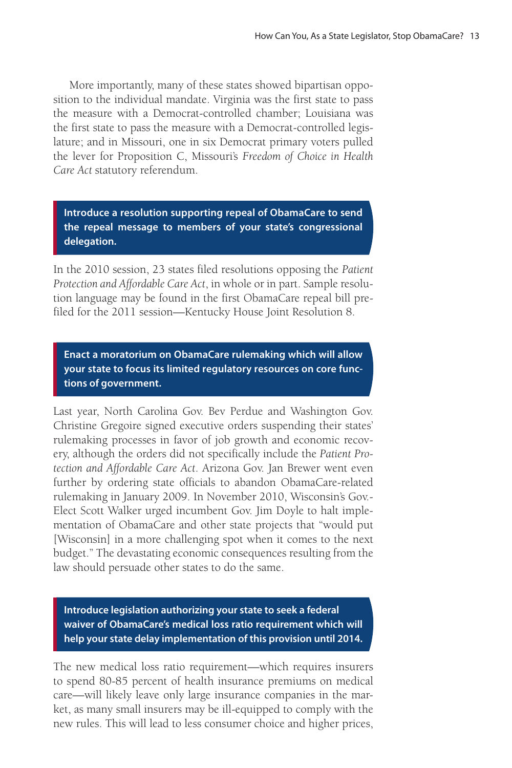More importantly, many of these states showed bipartisan opposition to the individual mandate. Virginia was the first state to pass the measure with a Democrat-controlled chamber; Louisiana was the first state to pass the measure with a Democrat-controlled legislature; and in Missouri, one in six Democrat primary voters pulled the lever for Proposition C, Missouri's *Freedom of Choice in Health Care Act* statutory referendum.

**Introduce a resolution supporting repeal of ObamaCare to send the repeal message to members of your state's congressional delegation.**

In the 2010 session, 23 states filed resolutions opposing the *Patient Protection and Affordable Care Act*, in whole or in part. Sample resolution language may be found in the first ObamaCare repeal bill prefiled for the 2011 session—Kentucky House Joint Resolution 8.

**Enact a moratorium on ObamaCare rulemaking which will allow your state to focus its limited regulatory resources on core functions of government.**

Last year, North Carolina Gov. Bev Perdue and Washington Gov. Christine Gregoire signed executive orders suspending their states' rulemaking processes in favor of job growth and economic recovery, although the orders did not specifically include the *Patient Protection and Affordable Care Act*. Arizona Gov. Jan Brewer went even further by ordering state officials to abandon ObamaCare-related rulemaking in January 2009. In November 2010, Wisconsin's Gov.-Elect Scott Walker urged incumbent Gov. Jim Doyle to halt implementation of ObamaCare and other state projects that "would put [Wisconsin] in a more challenging spot when it comes to the next budget." The devastating economic consequences resulting from the law should persuade other states to do the same.

**Introduce legislation authorizing your state to seek a federal waiver of ObamaCare's medical loss ratio requirement which will help your state delay implementation of this provision until 2014.**

The new medical loss ratio requirement—which requires insurers to spend 80-85 percent of health insurance premiums on medical care—will likely leave only large insurance companies in the market, as many small insurers may be ill-equipped to comply with the new rules. This will lead to less consumer choice and higher prices,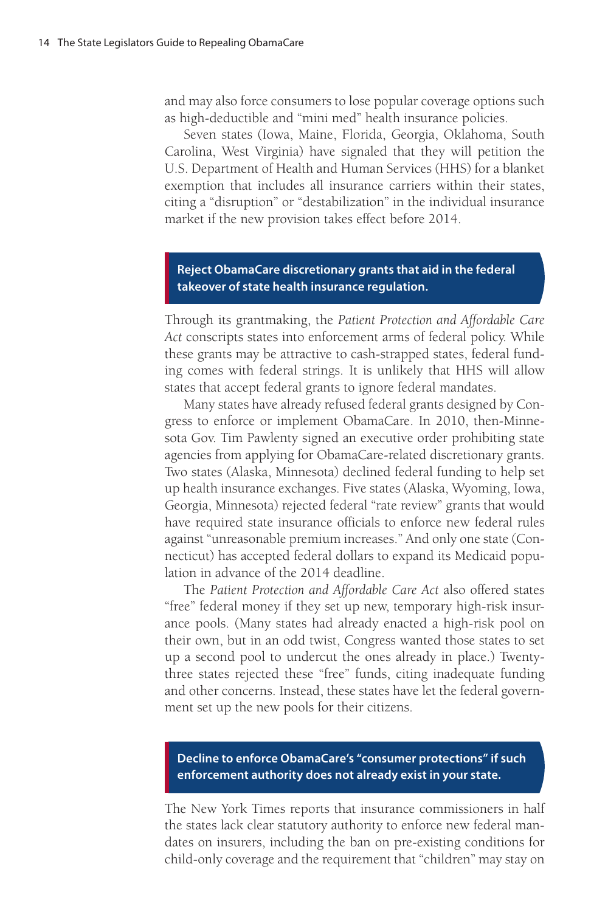and may also force consumers to lose popular coverage options such as high-deductible and "mini med" health insurance policies.

Seven states (Iowa, Maine, Florida, Georgia, Oklahoma, South Carolina, West Virginia) have signaled that they will petition the U.S. Department of Health and Human Services (HHS) for a blanket exemption that includes all insurance carriers within their states, citing a "disruption" or "destabilization" in the individual insurance market if the new provision takes effect before 2014.

## Reject ObamaCare discretionary grants that aid in the federal takeover of state health insurance regulation.

Through its grantmaking, the *Patient Protection and Affordable Care Act* conscripts states into enforcement arms of federal policy. While these grants may be attractive to cash-strapped states, federal funding comes with federal strings. It is unlikely that HHS will allow states that accept federal grants to ignore federal mandates.

Many states have already refused federal grants designed by Congress to enforce or implement ObamaCare. In 2010, then-Minnesota Gov. Tim Pawlenty signed an executive order prohibiting state agencies from applying for ObamaCare-related discretionary grants. Two states (Alaska, Minnesota) declined federal funding to help set up health insurance exchanges. Five states (Alaska, Wyoming, Iowa, Georgia, Minnesota) rejected federal "rate review" grants that would have required state insurance officials to enforce new federal rules against "unreasonable premium increases." And only one state (Connecticut) has accepted federal dollars to expand its Medicaid population in advance of the 2014 deadline.

The *Patient Protection and Affordable Care Act* also offered states "free" federal money if they set up new, temporary high-risk insurance pools. (Many states had already enacted a high-risk pool on their own, but in an odd twist, Congress wanted those states to set up a second pool to undercut the ones already in place.) Twenty-three states rejected these "free" funds, citing inadequate funding and other concerns. Instead, these states have let the federal government set up the new pools for their citizens.

## Decline to enforce ObamaCare's "consumer protections" if such enforcement authority does not already exist in your state.

The New York Times reports that insurance commissioners in half the states lack clear statutory authority to enforce new federal mandates on insurers, including the ban on pre-existing conditions for child-only coverage and the requirement that "children" may stay on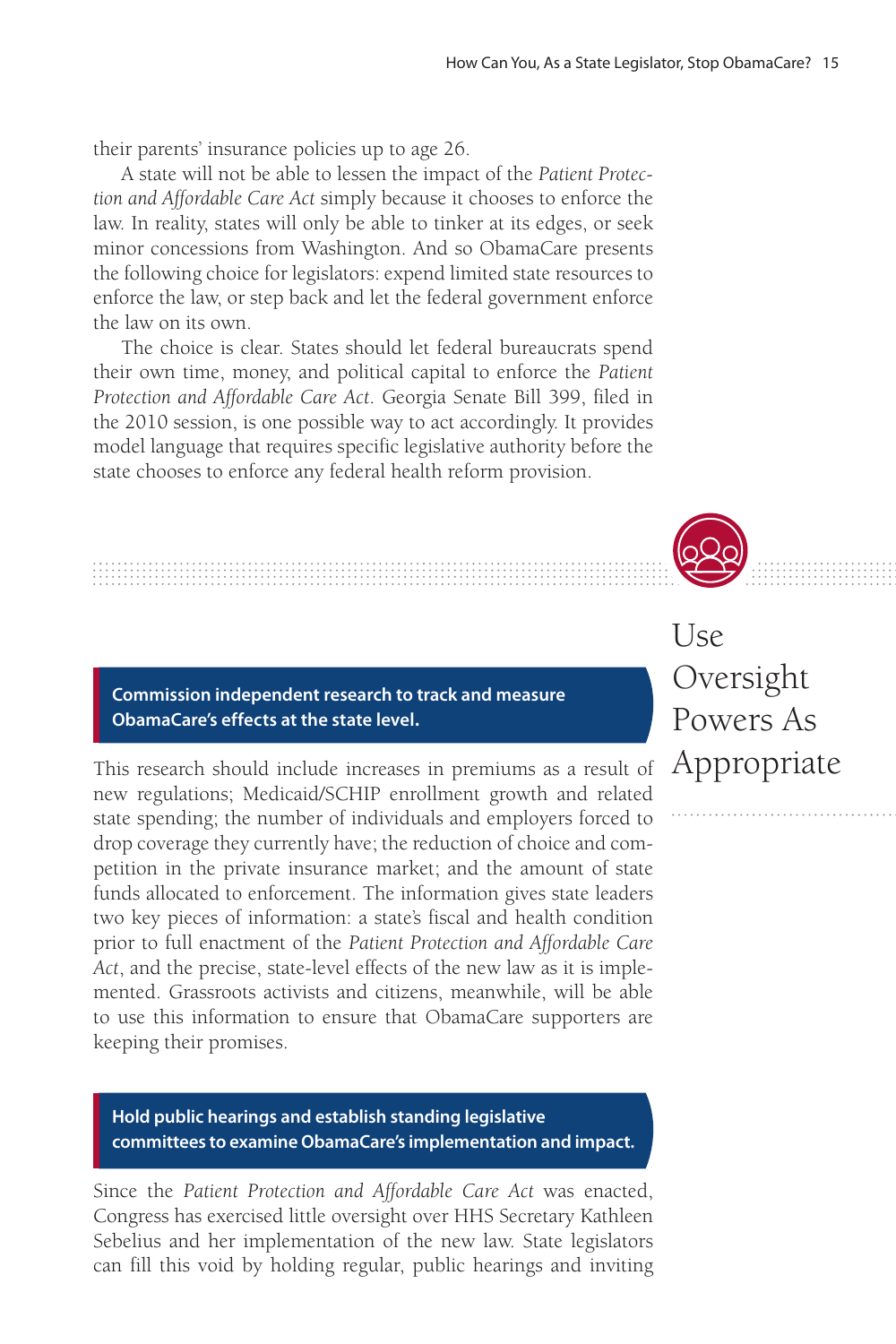their parents' insurance policies up to age 26.

A state will not be able to lessen the impact of the *Patient Protection and Affordable Care Act* simply because it chooses to enforce the law. In reality, states will only be able to tinker at its edges, or seek minor concessions from Washington. And so ObamaCare presents the following choice for legislators: expend limited state resources to enforce the law, or step back and let the federal government enforce the law on its own.

The choice is clear. States should let federal bureaucrats spend their own time, money, and political capital to enforce the *Patient Protection and Affordable Care Act*. Georgia Senate Bill 399, filed in the 2010 session, is one possible way to act accordingly. It provides model language that requires specific legislative authority before the state chooses to enforce any federal health reform provision.

## Use Oversight Powers As Appropriate

### Commission independent research to track and measure ObamaCare's effects at the state level.

This research should include increases in premiums as a result of new regulations; Medicaid/SCHIP enrollment growth and related state spending; the number of individuals and employers forced to drop coverage they currently have; the reduction of choice and competition in the private insurance market; and the amount of state funds allocated to enforcement. The information gives state leaders two key pieces of information: a state's fiscal and health condition prior to full enactment of the *Patient Protection and Affordable Care Act*, and the precise, state-level effects of the new law as it is implemented. Grassroots activists and citizens, meanwhile, will be able to use this information to ensure that ObamaCare supporters are keeping their promises.

### Hold public hearings and establish standing legislative committees to examine ObamaCare's implementation and impact.

Since the *Patient Protection and Affordable Care Act* was enacted, Congress has exercised little oversight over HHS Secretary Kathleen Sebelius and her implementation of the new law. State legislators can fill this void by holding regular, public hearings and inviting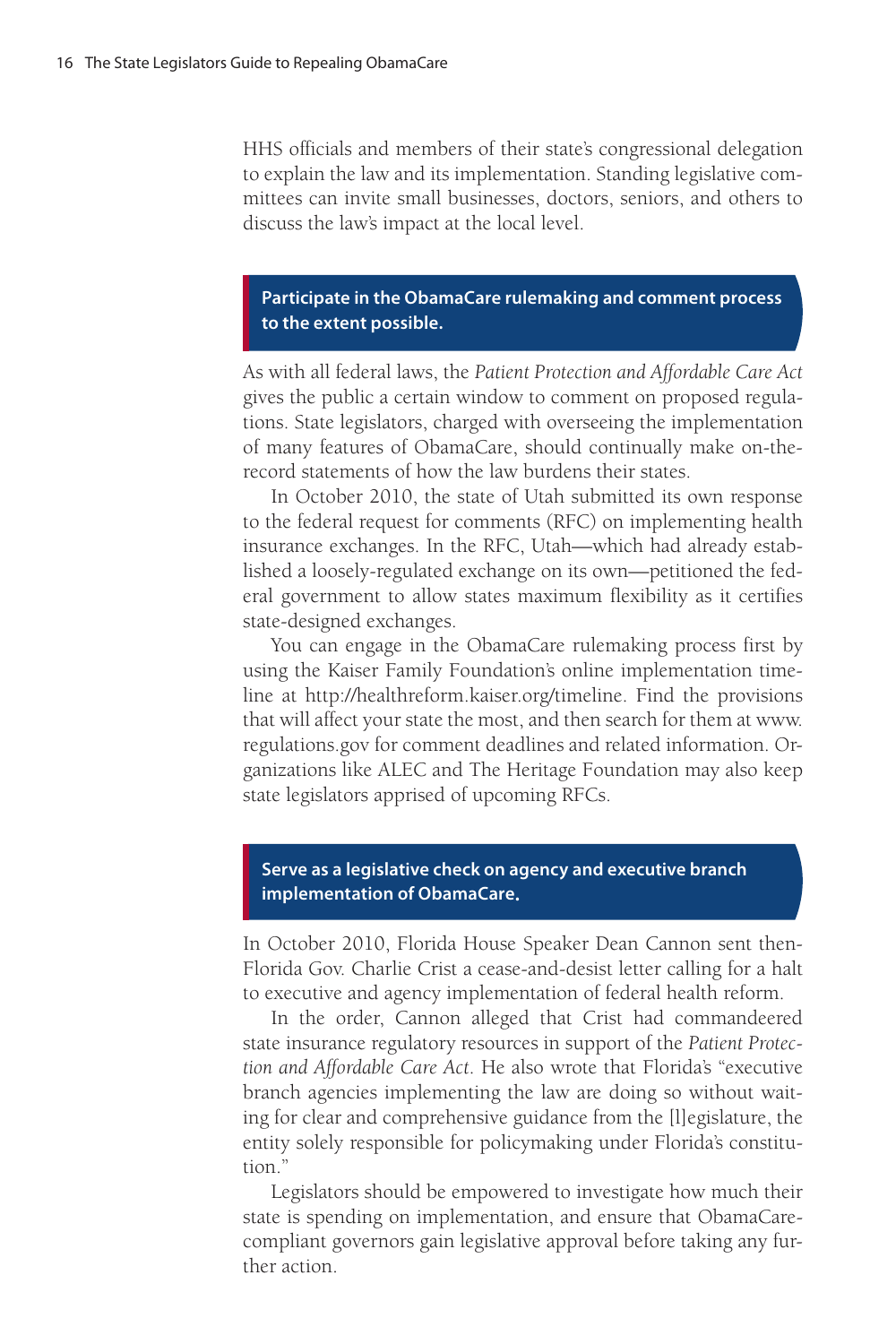HHS officials and members of their state's congressional delegation to explain the law and its implementation. Standing legislative committees can invite small businesses, doctors, seniors, and others to discuss the law's impact at the local level.

### Participate in the ObamaCare rulemaking and comment process to the extent possible.

As with all federal laws, the *Patient Protection and Affordable Care Act* gives the public a certain window to comment on proposed regulations. State legislators, charged with overseeing the implementation of many features of ObamaCare, should continually make on-the-record statements of how the law burdens their states.

In October 2010, the state of Utah submitted its own response to the federal request for comments (RFC) on implementing health insurance exchanges. In the RFC, Utah—which had already established a loosely-regulated exchange on its own—petitioned the federal government to allow states maximum flexibility as it certifies state-designed exchanges.

You can engage in the ObamaCare rulemaking process first by using the Kaiser Family Foundation's online implementation timeline at http://healthreform.kaiser.org/timeline. Find the provisions that will affect your state the most, and then search for them at www.regulations.gov for comment deadlines and related information. Organizations like ALEC and The Heritage Foundation may also keep state legislators apprised of upcoming RFCs.

### Serve as a legislative check on agency and executive branch implementation of ObamaCare.

In October 2010, Florida House Speaker Dean Cannon sent then-Florida Gov. Charlie Crist a cease-and-desist letter calling for a halt to executive and agency implementation of federal health reform.

In the order, Cannon alleged that Crist had commandeered state insurance regulatory resources in support of the *Patient Protection and Affordable Care Act*. He also wrote that Florida's "executive branch agencies implementing the law are doing so without waiting for clear and comprehensive guidance from the [l]egislature, the entity solely responsible for policymaking under Florida's constitution."

Legislators should be empowered to investigate how much their state is spending on implementation, and ensure that ObamaCare-compliant governors gain legislative approval before taking any further action.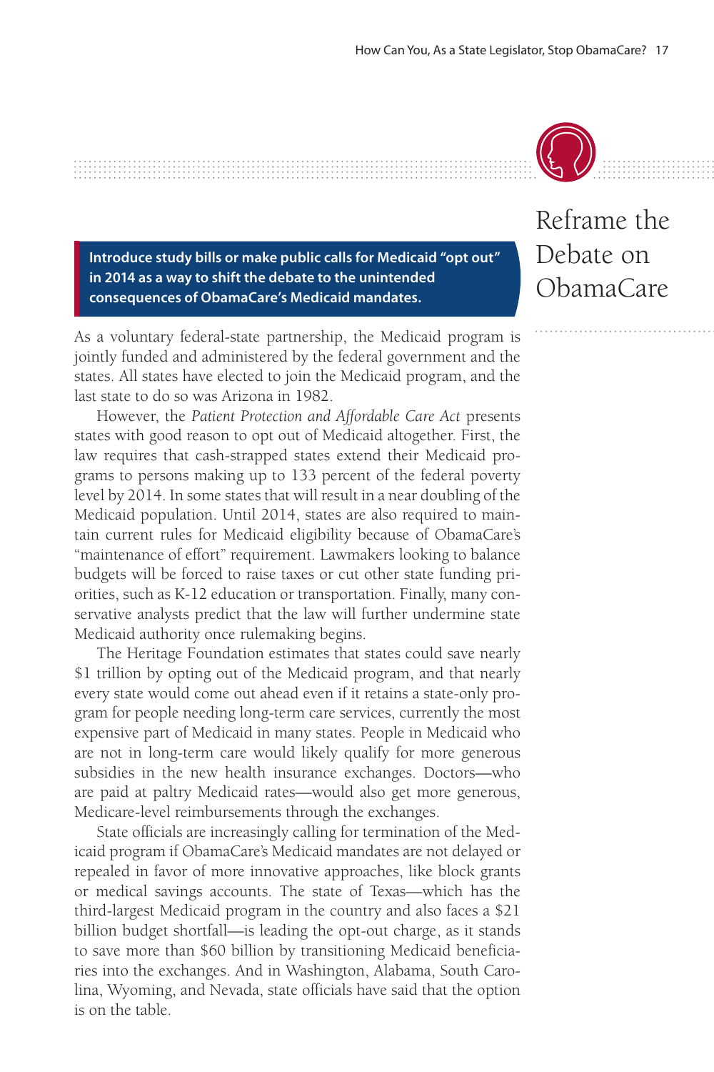# Reframe the Debate on ObamaCare

**Introduce study bills or make public calls for Medicaid "opt out" in 2014 as a way to shift the debate to the unintended consequences of ObamaCare's Medicaid mandates.**

As a voluntary federal-state partnership, the Medicaid program is jointly funded and administered by the federal government and the states. All states have elected to join the Medicaid program, and the last state to do so was Arizona in 1982.

However, the *Patient Protection and Affordable Care Act* presents states with good reason to opt out of Medicaid altogether. First, the law requires that cash-strapped states extend their Medicaid programs to persons making up to 133 percent of the federal poverty level by 2014. In some states that will result in a near doubling of the Medicaid population. Until 2014, states are also required to maintain current rules for Medicaid eligibility because of ObamaCare's "maintenance of effort" requirement. Lawmakers looking to balance budgets will be forced to raise taxes or cut other state funding priorities, such as K-12 education or transportation. Finally, many conservative analysts predict that the law will further undermine state Medicaid authority once rulemaking begins.

The Heritage Foundation estimates that states could save nearly $1 trillion by opting out of the Medicaid program, and that nearly every state would come out ahead even if it retains a state-only program for people needing long-term care services, currently the most expensive part of Medicaid in many states. People in Medicaid who are not in long-term care would likely qualify for more generous subsidies in the new health insurance exchanges. Doctors—who are paid at paltry Medicaid rates—would also get more generous, Medicare-level reimbursements through the exchanges.

State officials are increasingly calling for termination of the Medicaid program if ObamaCare's Medicaid mandates are not delayed or repealed in favor of more innovative approaches, like block grants or medical savings accounts. The state of Texas—which has the third-largest Medicaid program in the country and also faces a $21 billion budget shortfall—is leading the opt-out charge, as it stands to save more than $60 billion by transitioning Medicaid beneficiaries into the exchanges. And in Washington, Alabama, South Carolina, Wyoming, and Nevada, state officials have said that the option is on the table.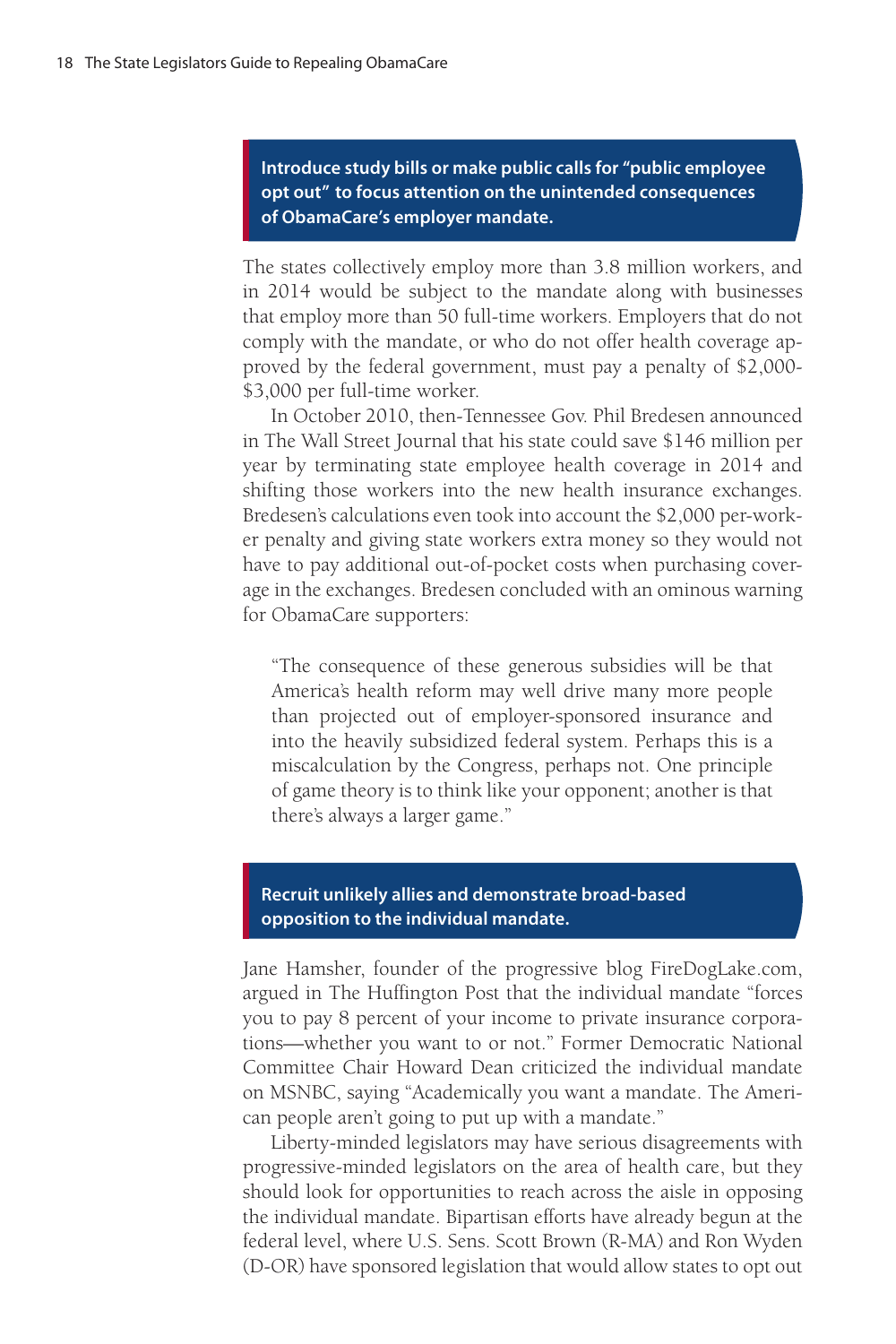**Introduce study bills or make public calls for "public employee opt out" to focus attention on the unintended consequences of ObamaCare's employer mandate.**

The states collectively employ more than 3.8 million workers, and in 2014 would be subject to the mandate along with businesses that employ more than 50 full-time workers. Employers that do not comply with the mandate, or who do not offer health coverage approved by the federal government, must pay a penalty of $2,000-$3,000 per full-time worker.

In October 2010, then-Tennessee Gov. Phil Bredesen announced in The Wall Street Journal that his state could save $146 million per year by terminating state employee health coverage in 2014 and shifting those workers into the new health insurance exchanges. Bredesen's calculations even took into account the $2,000 per-worker penalty and giving state workers extra money so they would not have to pay additional out-of-pocket costs when purchasing coverage in the exchanges. Bredesen concluded with an ominous warning for ObamaCare supporters:

> "The consequence of these generous subsidies will be that America's health reform may well drive many more people than projected out of employer-sponsored insurance and into the heavily subsidized federal system. Perhaps this is a miscalculation by the Congress, perhaps not. One principle of game theory is to think like your opponent; another is that there's always a larger game."

**Recruit unlikely allies and demonstrate broad-based opposition to the individual mandate.**

Jane Hamsher, founder of the progressive blog FireDogLake.com, argued in The Huffington Post that the individual mandate "forces you to pay 8 percent of your income to private insurance corporations—whether you want to or not." Former Democratic National Committee Chair Howard Dean criticized the individual mandate on MSNBC, saying "Academically you want a mandate. The American people aren't going to put up with a mandate."

Liberty-minded legislators may have serious disagreements with progressive-minded legislators on the area of health care, but they should look for opportunities to reach across the aisle in opposing the individual mandate. Bipartisan efforts have already begun at the federal level, where U.S. Sens. Scott Brown (R-MA) and Ron Wyden (D-OR) have sponsored legislation that would allow states to opt out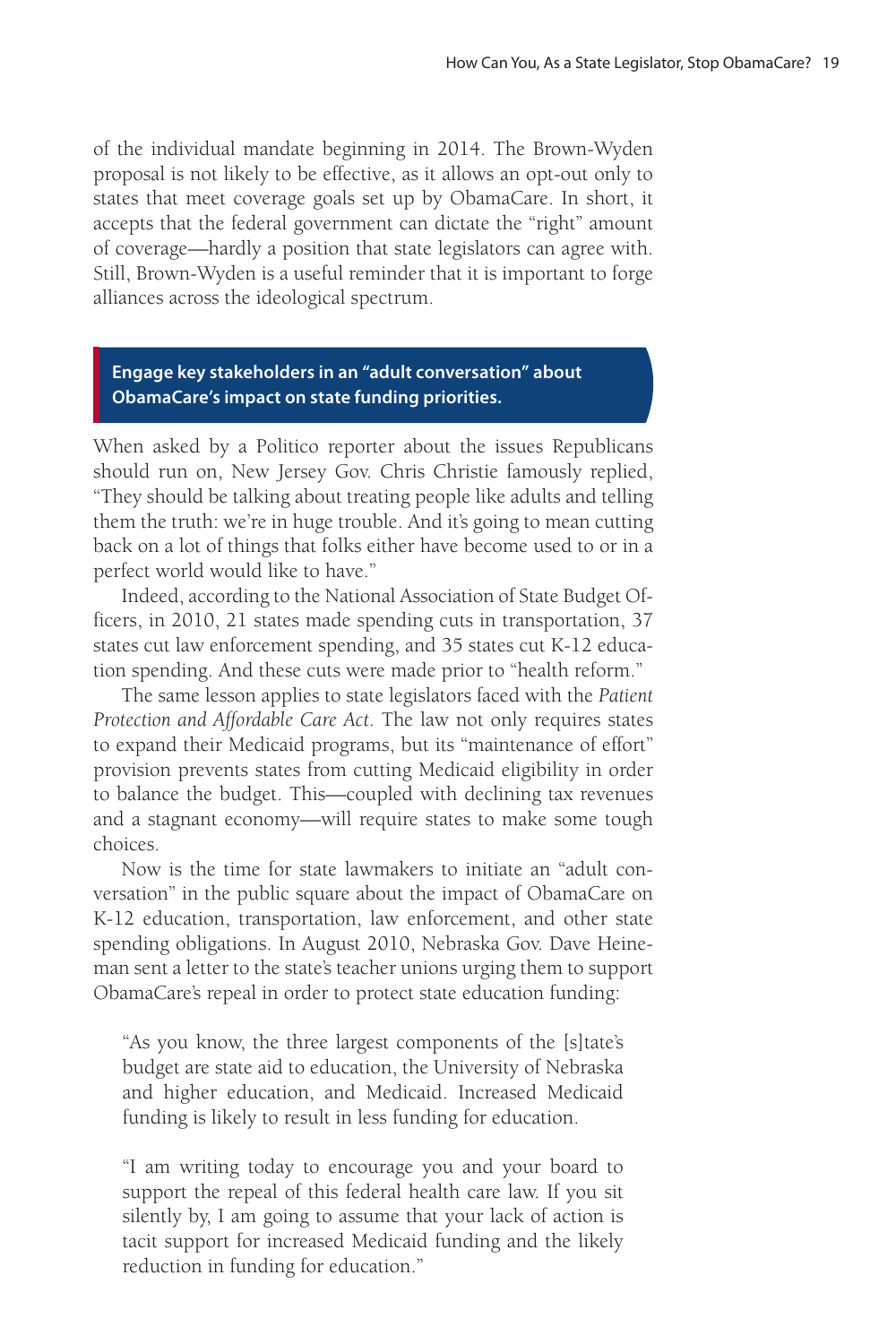of the individual mandate beginning in 2014. The Brown-Wyden proposal is not likely to be effective, as it allows an opt-out only to states that meet coverage goals set up by ObamaCare. In short, it accepts that the federal government can dictate the "right" amount of coverage—hardly a position that state legislators can agree with. Still, Brown-Wyden is a useful reminder that it is important to forge alliances across the ideological spectrum.

### Engage key stakeholders in an "adult conversation" about ObamaCare's impact on state funding priorities.

When asked by a Politico reporter about the issues Republicans should run on, New Jersey Gov. Chris Christie famously replied, "They should be talking about treating people like adults and telling them the truth: we're in huge trouble. And it's going to mean cutting back on a lot of things that folks either have become used to or in a perfect world would like to have."

Indeed, according to the National Association of State Budget Officers, in 2010, 21 states made spending cuts in transportation, 37 states cut law enforcement spending, and 35 states cut K-12 education spending. And these cuts were made prior to "health reform."

The same lesson applies to state legislators faced with the *Patient Protection and Affordable Care Act*. The law not only requires states to expand their Medicaid programs, but its "maintenance of effort" provision prevents states from cutting Medicaid eligibility in order to balance the budget. This—coupled with declining tax revenues and a stagnant economy—will require states to make some tough choices.

Now is the time for state lawmakers to initiate an "adult conversation" in the public square about the impact of ObamaCare on K-12 education, transportation, law enforcement, and other state spending obligations. In August 2010, Nebraska Gov. Dave Heineman sent a letter to the state's teacher unions urging them to support ObamaCare's repeal in order to protect state education funding:

> "As you know, the three largest components of the [s]tate's budget are state aid to education, the University of Nebraska and higher education, and Medicaid. Increased Medicaid funding is likely to result in less funding for education.
>
> "I am writing today to encourage you and your board to support the repeal of this federal health care law. If you sit silently by, I am going to assume that your lack of action is tacit support for increased Medicaid funding and the likely reduction in funding for education."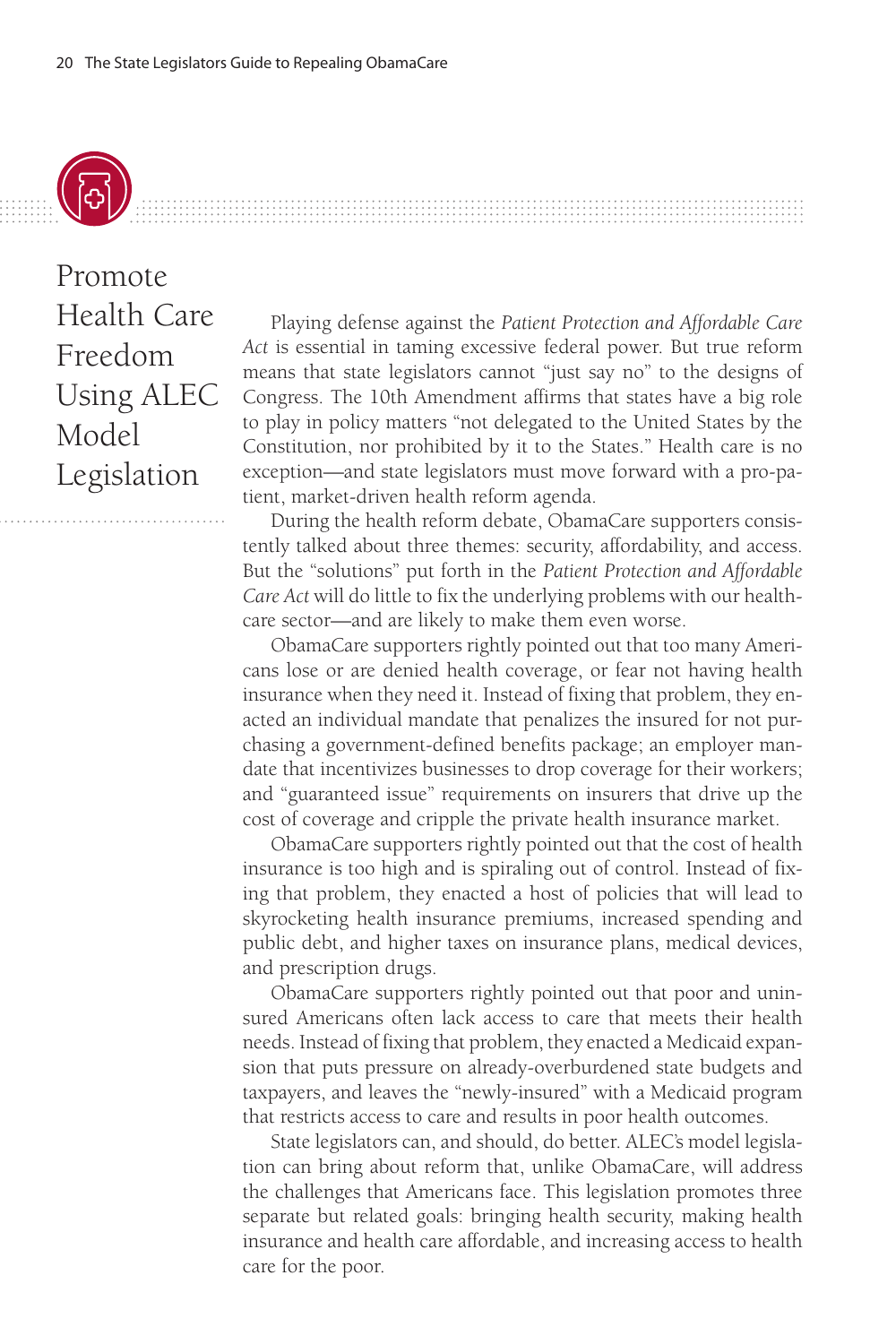# Promote Health Care Freedom Using ALEC Model Legislation

Playing defense against the *Patient Protection and Affordable Care Act* is essential in taming excessive federal power. But true reform means that state legislators cannot "just say no" to the designs of Congress. The 10th Amendment affirms that states have a big role to play in policy matters "not delegated to the United States by the Constitution, nor prohibited by it to the States." Health care is no exception—and state legislators must move forward with a pro-patient, market-driven health reform agenda.

During the health reform debate, ObamaCare supporters consistently talked about three themes: security, affordability, and access. But the "solutions" put forth in the *Patient Protection and Affordable Care Act* will do little to fix the underlying problems with our healthcare sector—and are likely to make them even worse.

ObamaCare supporters rightly pointed out that too many Americans lose or are denied health coverage, or fear not having health insurance when they need it. Instead of fixing that problem, they enacted an individual mandate that penalizes the insured for not purchasing a government-defined benefits package; an employer mandate that incentivizes businesses to drop coverage for their workers; and "guaranteed issue" requirements on insurers that drive up the cost of coverage and cripple the private health insurance market.

ObamaCare supporters rightly pointed out that the cost of health insurance is too high and is spiraling out of control. Instead of fixing that problem, they enacted a host of policies that will lead to skyrocketing health insurance premiums, increased spending and public debt, and higher taxes on insurance plans, medical devices, and prescription drugs.

ObamaCare supporters rightly pointed out that poor and uninsured Americans often lack access to care that meets their health needs. Instead of fixing that problem, they enacted a Medicaid expansion that puts pressure on already-overburdened state budgets and taxpayers, and leaves the "newly-insured" with a Medicaid program that restricts access to care and results in poor health outcomes.

State legislators can, and should, do better. ALEC's model legislation can bring about reform that, unlike ObamaCare, will address the challenges that Americans face. This legislation promotes three separate but related goals: bringing health security, making health insurance and health care affordable, and increasing access to health care for the poor.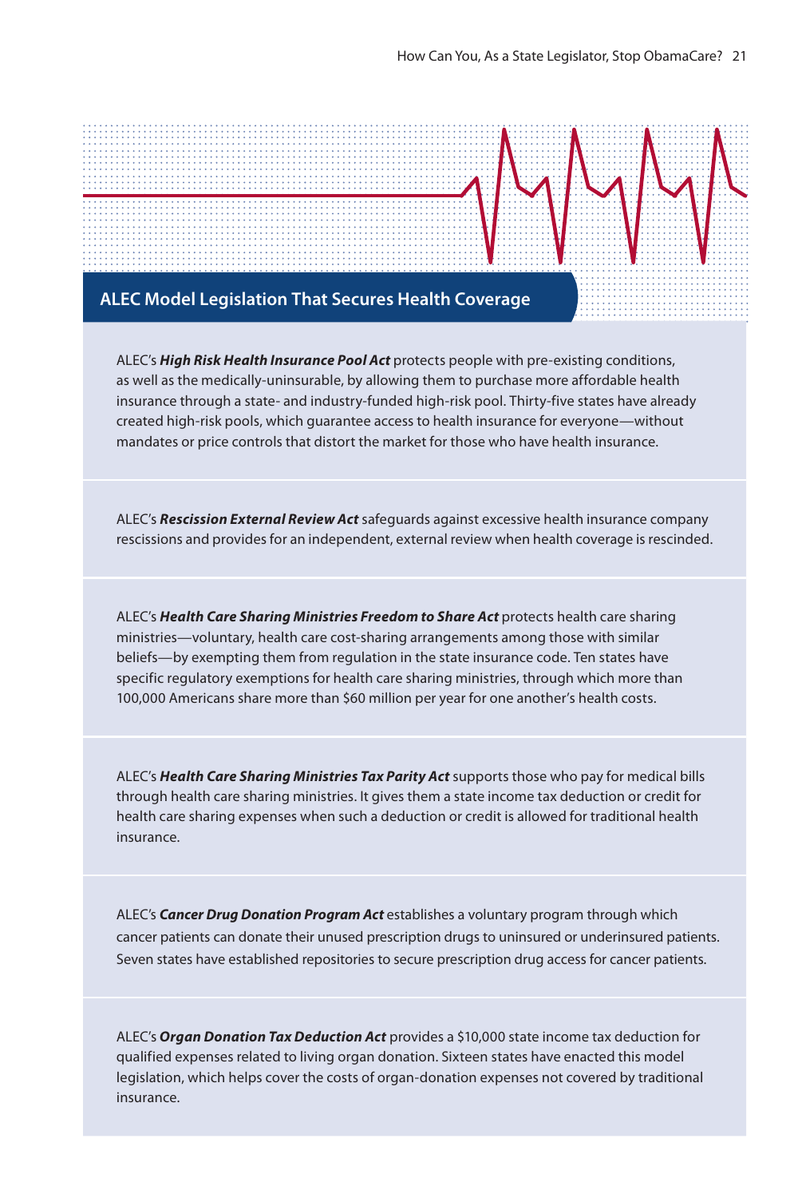## ALEC Model Legislation That Secures Health Coverage

ALEC's ***High Risk Health Insurance Pool Act*** protects people with pre-existing conditions, as well as the medically-uninsurable, by allowing them to purchase more affordable health insurance through a state- and industry-funded high-risk pool. Thirty-five states have already created high-risk pools, which guarantee access to health insurance for everyone—without mandates or price controls that distort the market for those who have health insurance.

ALEC's ***Rescission External Review Act*** safeguards against excessive health insurance company rescissions and provides for an independent, external review when health coverage is rescinded.

ALEC's ***Health Care Sharing Ministries Freedom to Share Act*** protects health care sharing ministries—voluntary, health care cost-sharing arrangements among those with similar beliefs—by exempting them from regulation in the state insurance code. Ten states have specific regulatory exemptions for health care sharing ministries, through which more than 100,000 Americans share more than $60 million per year for one another's health costs.

ALEC's ***Health Care Sharing Ministries Tax Parity Act*** supports those who pay for medical bills through health care sharing ministries. It gives them a state income tax deduction or credit for health care sharing expenses when such a deduction or credit is allowed for traditional health insurance.

ALEC's ***Cancer Drug Donation Program Act*** establishes a voluntary program through which cancer patients can donate their unused prescription drugs to uninsured or underinsured patients. Seven states have established repositories to secure prescription drug access for cancer patients.

ALEC's ***Organ Donation Tax Deduction Act*** provides a $10,000 state income tax deduction for qualified expenses related to living organ donation. Sixteen states have enacted this model legislation, which helps cover the costs of organ-donation expenses not covered by traditional insurance.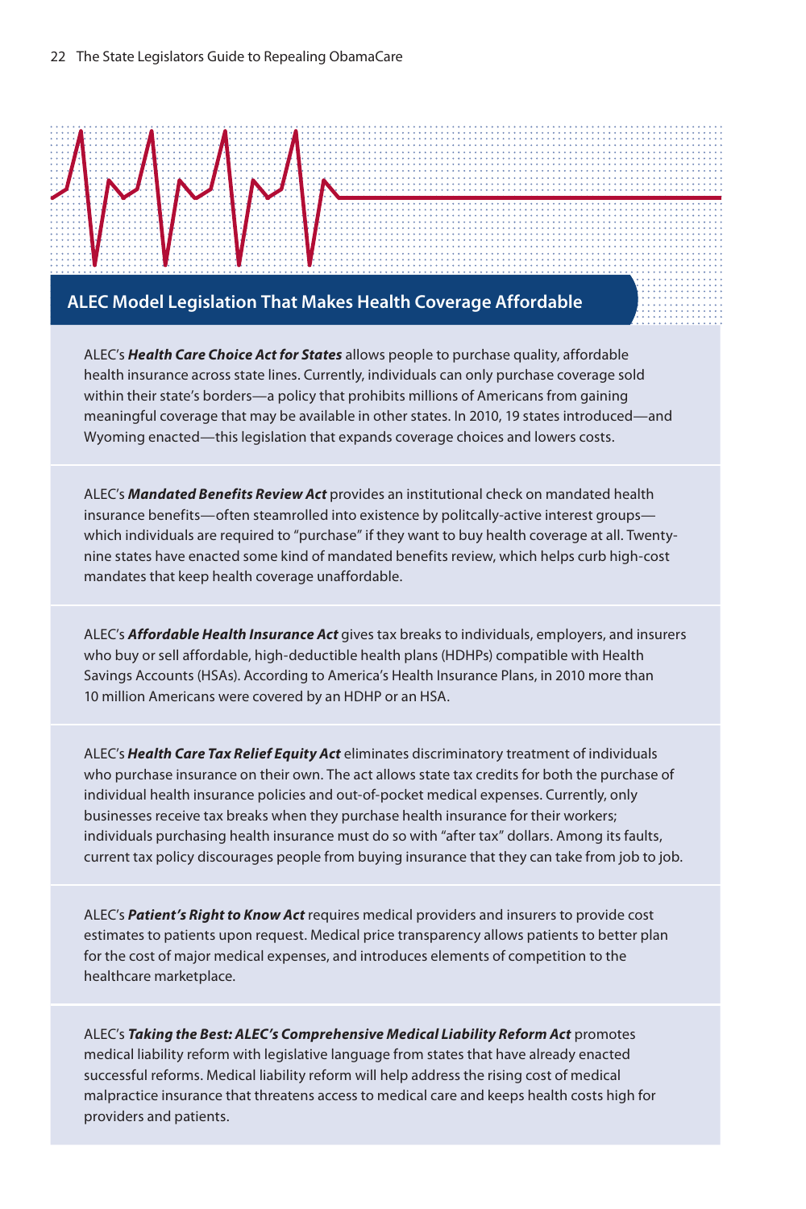## ALEC Model Legislation That Makes Health Coverage Affordable

ALEC's ***Health Care Choice Act for States*** allows people to purchase quality, affordable health insurance across state lines. Currently, individuals can only purchase coverage sold within their state's borders—a policy that prohibits millions of Americans from gaining meaningful coverage that may be available in other states. In 2010, 19 states introduced—and Wyoming enacted—this legislation that expands coverage choices and lowers costs.

ALEC's ***Mandated Benefits Review Act*** provides an institutional check on mandated health insurance benefits—often steamrolled into existence by politcally-active interest groups—which individuals are required to "purchase" if they want to buy health coverage at all. Twenty-nine states have enacted some kind of mandated benefits review, which helps curb high-cost mandates that keep health coverage unaffordable.

ALEC's ***Affordable Health Insurance Act*** gives tax breaks to individuals, employers, and insurers who buy or sell affordable, high-deductible health plans (HDHPs) compatible with Health Savings Accounts (HSAs). According to America's Health Insurance Plans, in 2010 more than 10 million Americans were covered by an HDHP or an HSA.

ALEC's ***Health Care Tax Relief Equity Act*** eliminates discriminatory treatment of individuals who purchase insurance on their own. The act allows state tax credits for both the purchase of individual health insurance policies and out-of-pocket medical expenses. Currently, only businesses receive tax breaks when they purchase health insurance for their workers; individuals purchasing health insurance must do so with "after tax" dollars. Among its faults, current tax policy discourages people from buying insurance that they can take from job to job.

ALEC's ***Patient's Right to Know Act*** requires medical providers and insurers to provide cost estimates to patients upon request. Medical price transparency allows patients to better plan for the cost of major medical expenses, and introduces elements of competition to the healthcare marketplace.

ALEC's ***Taking the Best: ALEC's Comprehensive Medical Liability Reform Act*** promotes medical liability reform with legislative language from states that have already enacted successful reforms. Medical liability reform will help address the rising cost of medical malpractice insurance that threatens access to medical care and keeps health costs high for providers and patients.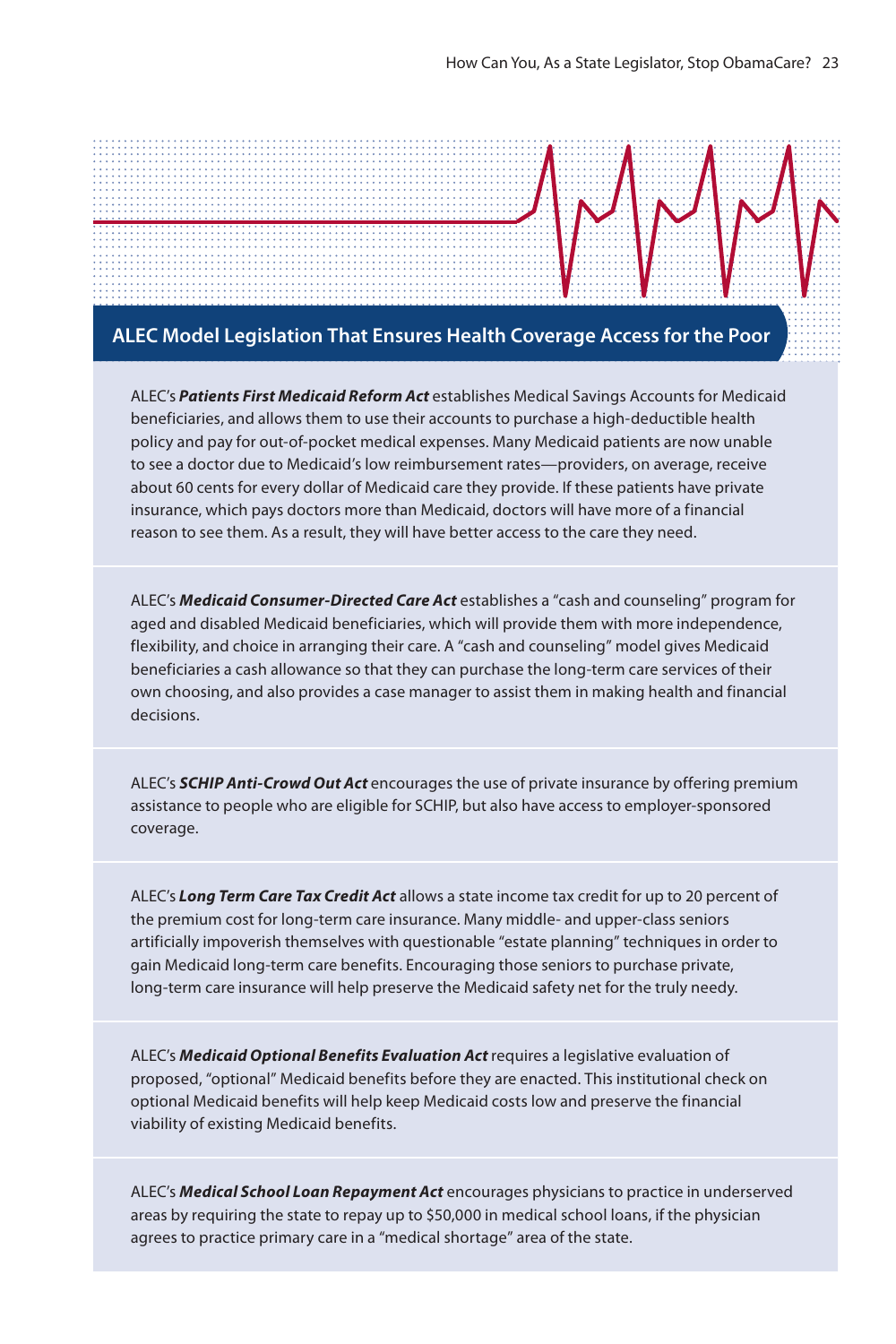## ALEC Model Legislation That Ensures Health Coverage Access for the Poor

ALEC's ***Patients First Medicaid Reform Act*** establishes Medical Savings Accounts for Medicaid beneficiaries, and allows them to use their accounts to purchase a high-deductible health policy and pay for out-of-pocket medical expenses. Many Medicaid patients are now unable to see a doctor due to Medicaid's low reimbursement rates—providers, on average, receive about 60 cents for every dollar of Medicaid care they provide. If these patients have private insurance, which pays doctors more than Medicaid, doctors will have more of a financial reason to see them. As a result, they will have better access to the care they need.

ALEC's ***Medicaid Consumer-Directed Care Act*** establishes a "cash and counseling" program for aged and disabled Medicaid beneficiaries, which will provide them with more independence, flexibility, and choice in arranging their care. A "cash and counseling" model gives Medicaid beneficiaries a cash allowance so that they can purchase the long-term care services of their own choosing, and also provides a case manager to assist them in making health and financial decisions.

ALEC's ***SCHIP Anti-Crowd Out Act*** encourages the use of private insurance by offering premium assistance to people who are eligible for SCHIP, but also have access to employer-sponsored coverage.

ALEC's ***Long Term Care Tax Credit Act*** allows a state income tax credit for up to 20 percent of the premium cost for long-term care insurance. Many middle- and upper-class seniors artificially impoverish themselves with questionable "estate planning" techniques in order to gain Medicaid long-term care benefits. Encouraging those seniors to purchase private, long-term care insurance will help preserve the Medicaid safety net for the truly needy.

ALEC's ***Medicaid Optional Benefits Evaluation Act*** requires a legislative evaluation of proposed, "optional" Medicaid benefits before they are enacted. This institutional check on optional Medicaid benefits will help keep Medicaid costs low and preserve the financial viability of existing Medicaid benefits.

ALEC's ***Medical School Loan Repayment Act*** encourages physicians to practice in underserved areas by requiring the state to repay up to $50,000 in medical school loans, if the physician agrees to practice primary care in a "medical shortage" area of the state.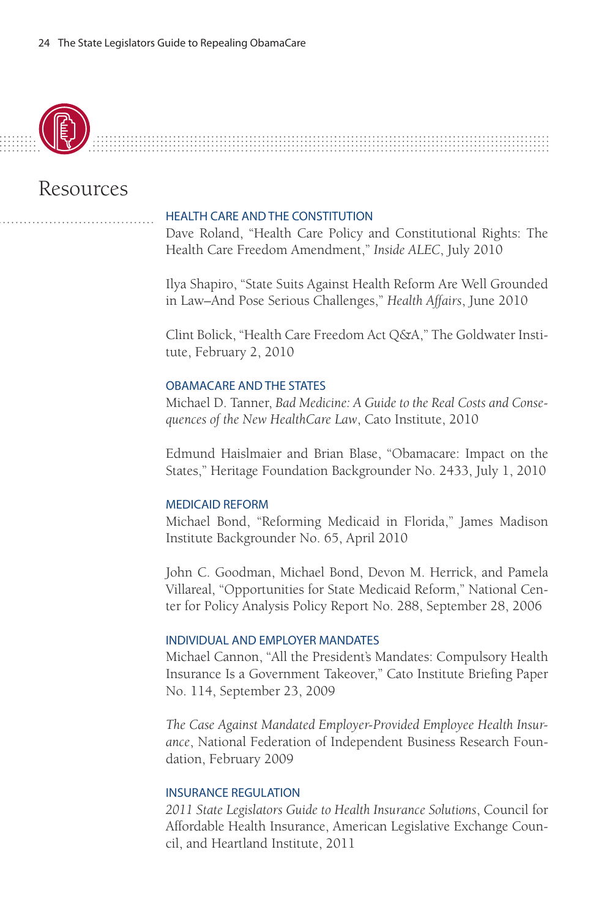# Resources

### HEALTH CARE AND THE CONSTITUTION

Dave Roland, "Health Care Policy and Constitutional Rights: The Health Care Freedom Amendment," *Inside ALEC*, July 2010

Ilya Shapiro, "State Suits Against Health Reform Are Well Grounded in Law–And Pose Serious Challenges," *Health Affairs*, June 2010

Clint Bolick, "Health Care Freedom Act Q&A," The Goldwater Institute, February 2, 2010

### OBAMACARE AND THE STATES

Michael D. Tanner, *Bad Medicine: A Guide to the Real Costs and Consequences of the New HealthCare Law*, Cato Institute, 2010

Edmund Haislmaier and Brian Blase, "Obamacare: Impact on the States," Heritage Foundation Backgrounder No. 2433, July 1, 2010

### MEDICAID REFORM

Michael Bond, "Reforming Medicaid in Florida," James Madison Institute Backgrounder No. 65, April 2010

John C. Goodman, Michael Bond, Devon M. Herrick, and Pamela Villareal, "Opportunities for State Medicaid Reform," National Center for Policy Analysis Policy Report No. 288, September 28, 2006

### INDIVIDUAL AND EMPLOYER MANDATES

Michael Cannon, "All the President's Mandates: Compulsory Health Insurance Is a Government Takeover," Cato Institute Briefing Paper No. 114, September 23, 2009

*The Case Against Mandated Employer-Provided Employee Health Insurance*, National Federation of Independent Business Research Foundation, February 2009

### INSURANCE REGULATION

*2011 State Legislators Guide to Health Insurance Solutions*, Council for Affordable Health Insurance, American Legislative Exchange Council, and Heartland Institute, 2011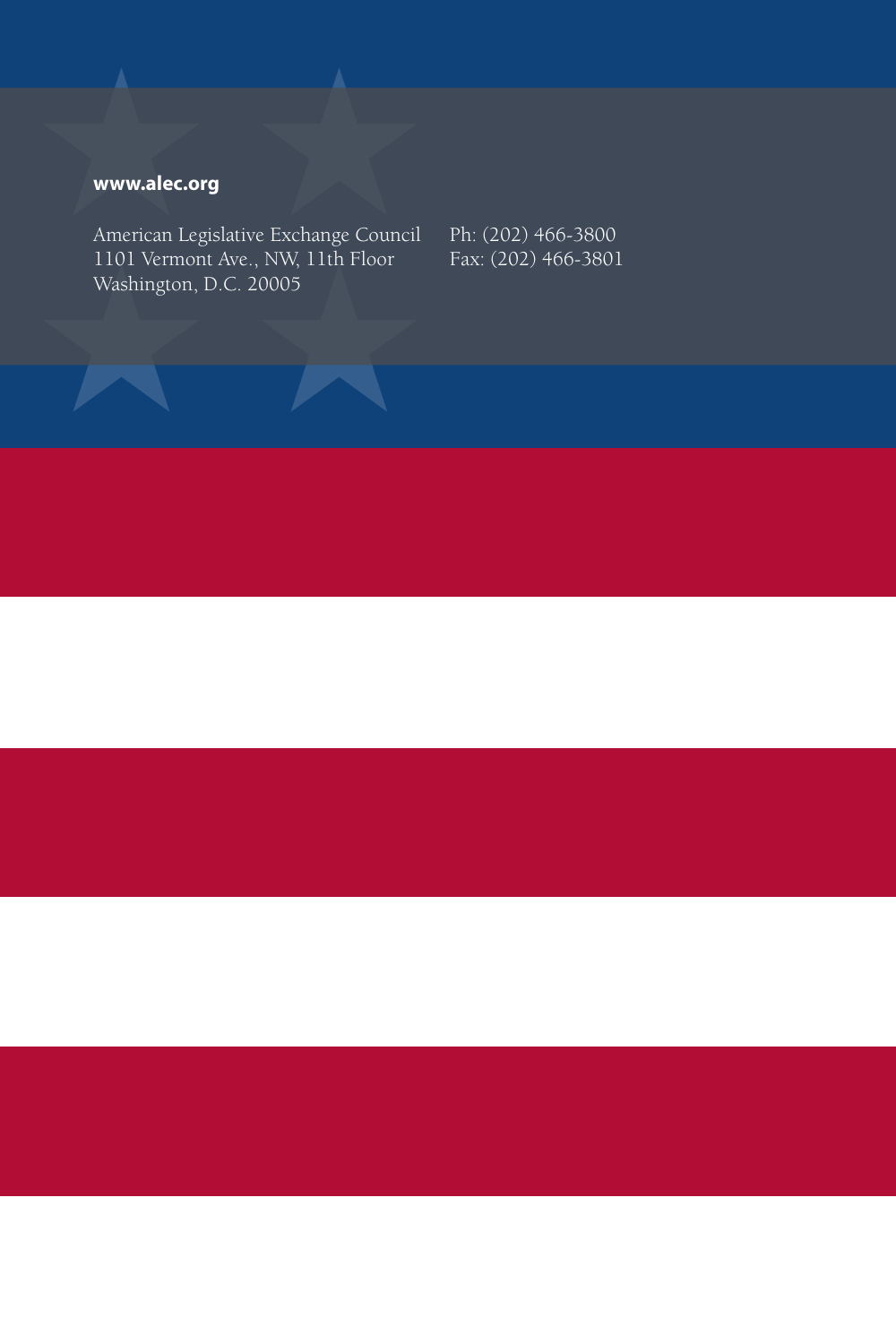**www.alec.org**

American Legislative Exchange Council
1101 Vermont Ave., NW, 11th Floor
Washington, D.C. 20005

Ph: (202) 466-3800
Fax: (202) 466-3801